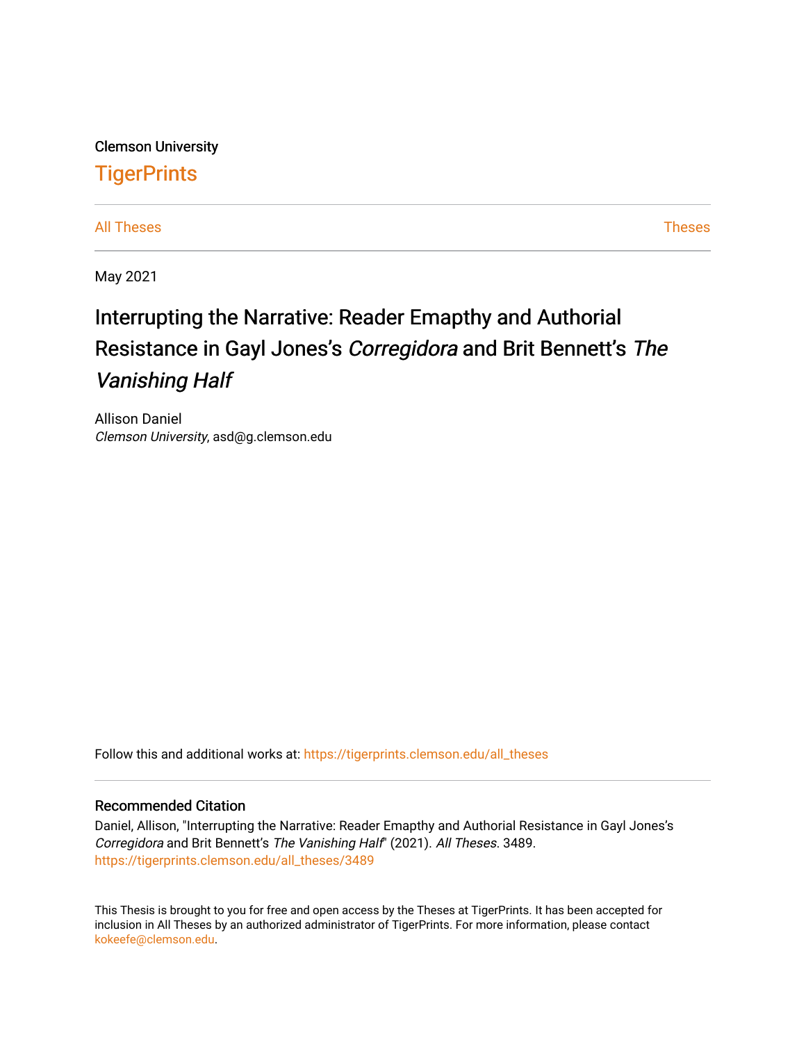Clemson University

# TigerPrints

All Theses | Theses

May 2021

# Interrupting the Narrative: Reader Emapthy and Authorial Resistance in Gayl Jones's *Corregidora* and Brit Bennett's *The Vanishing Half*

Allison Daniel
*Clemson University*, asd@g.clemson.edu

Follow this and additional works at: https://tigerprints.clemson.edu/all_theses

## Recommended Citation

Daniel, Allison, "Interrupting the Narrative: Reader Emapthy and Authorial Resistance in Gayl Jones's *Corregidora* and Brit Bennett's *The Vanishing Half*" (2021). *All Theses*. 3489.
https://tigerprints.clemson.edu/all_theses/3489

This Thesis is brought to you for free and open access by the Theses at TigerPrints. It has been accepted for inclusion in All Theses by an authorized administrator of TigerPrints. For more information, please contact kokeefe@clemson.edu.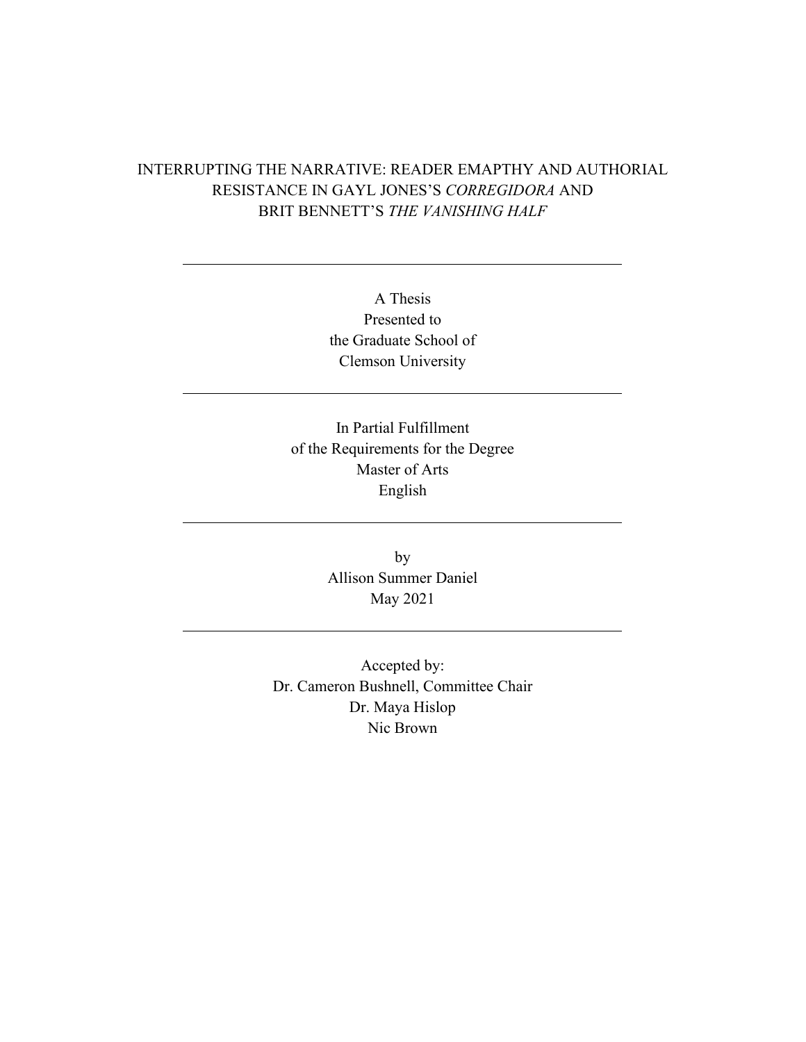# INTERRUPTING THE NARRATIVE: READER EMAPTHY AND AUTHORIAL RESISTANCE IN GAYL JONES'S *CORREGIDORA* AND BRIT BENNETT'S *THE VANISHING HALF*

---

A Thesis
Presented to
the Graduate School of
Clemson University

---

In Partial Fulfillment
of the Requirements for the Degree
Master of Arts
English

---

by
Allison Summer Daniel
May 2021

---

Accepted by:
Dr. Cameron Bushnell, Committee Chair
Dr. Maya Hislop
Nic Brown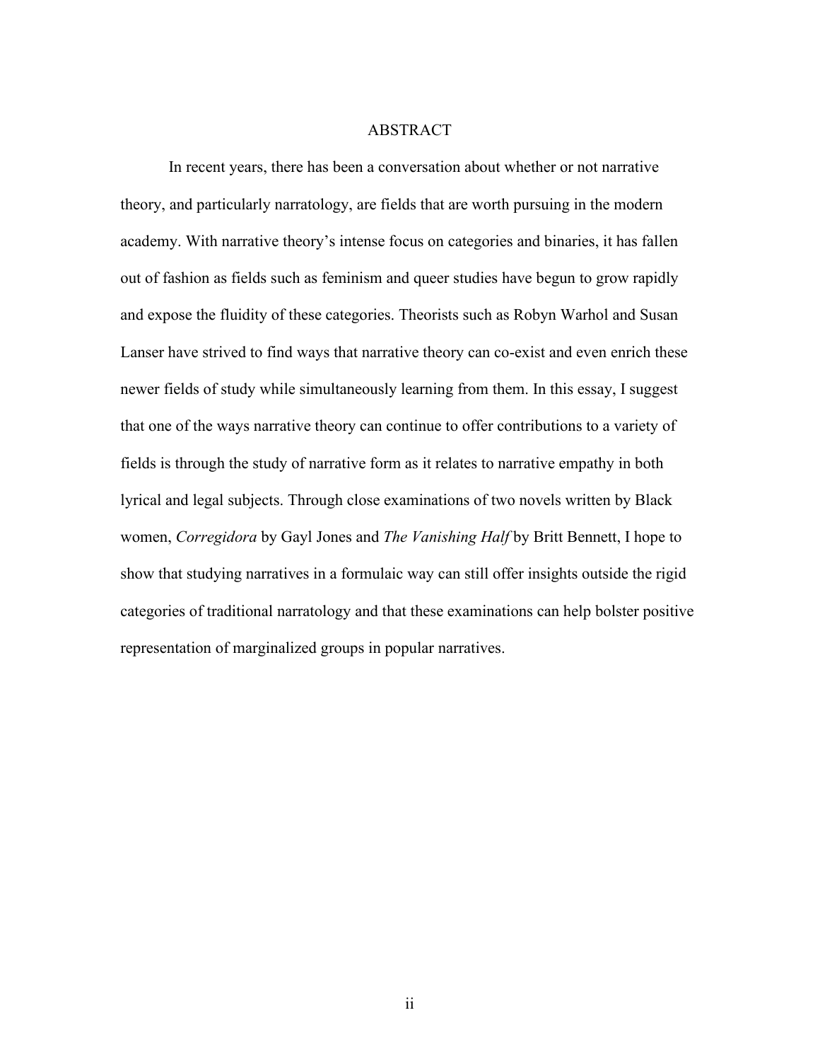# ABSTRACT

In recent years, there has been a conversation about whether or not narrative theory, and particularly narratology, are fields that are worth pursuing in the modern academy. With narrative theory's intense focus on categories and binaries, it has fallen out of fashion as fields such as feminism and queer studies have begun to grow rapidly and expose the fluidity of these categories. Theorists such as Robyn Warhol and Susan Lanser have strived to find ways that narrative theory can co-exist and even enrich these newer fields of study while simultaneously learning from them. In this essay, I suggest that one of the ways narrative theory can continue to offer contributions to a variety of fields is through the study of narrative form as it relates to narrative empathy in both lyrical and legal subjects. Through close examinations of two novels written by Black women, *Corregidora* by Gayl Jones and *The Vanishing Half* by Britt Bennett, I hope to show that studying narratives in a formulaic way can still offer insights outside the rigid categories of traditional narratology and that these examinations can help bolster positive representation of marginalized groups in popular narratives.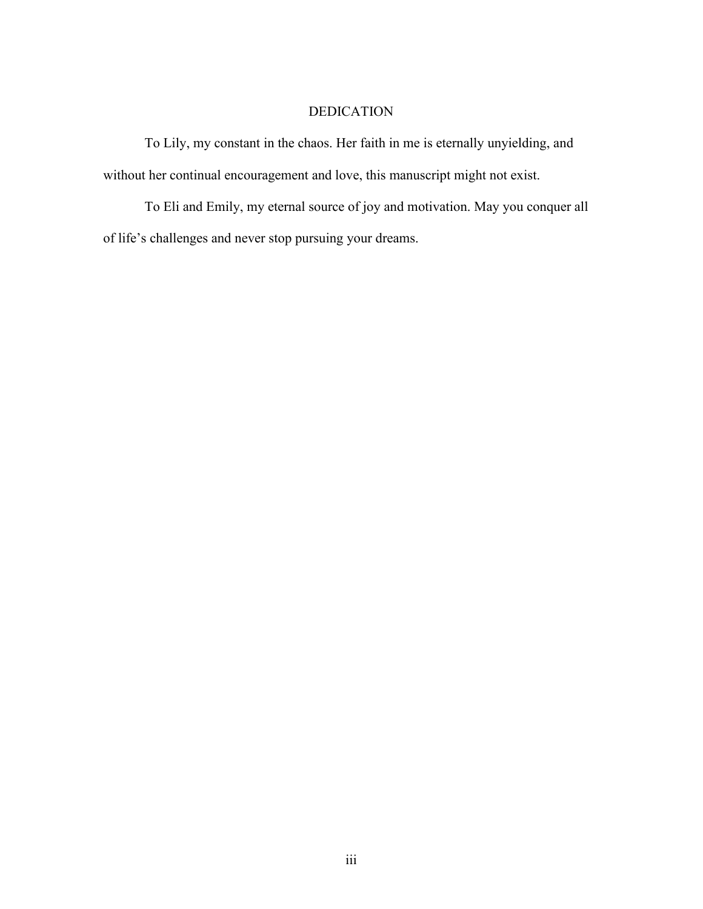# DEDICATION

To Lily, my constant in the chaos. Her faith in me is eternally unyielding, and without her continual encouragement and love, this manuscript might not exist.

To Eli and Emily, my eternal source of joy and motivation. May you conquer all of life's challenges and never stop pursuing your dreams.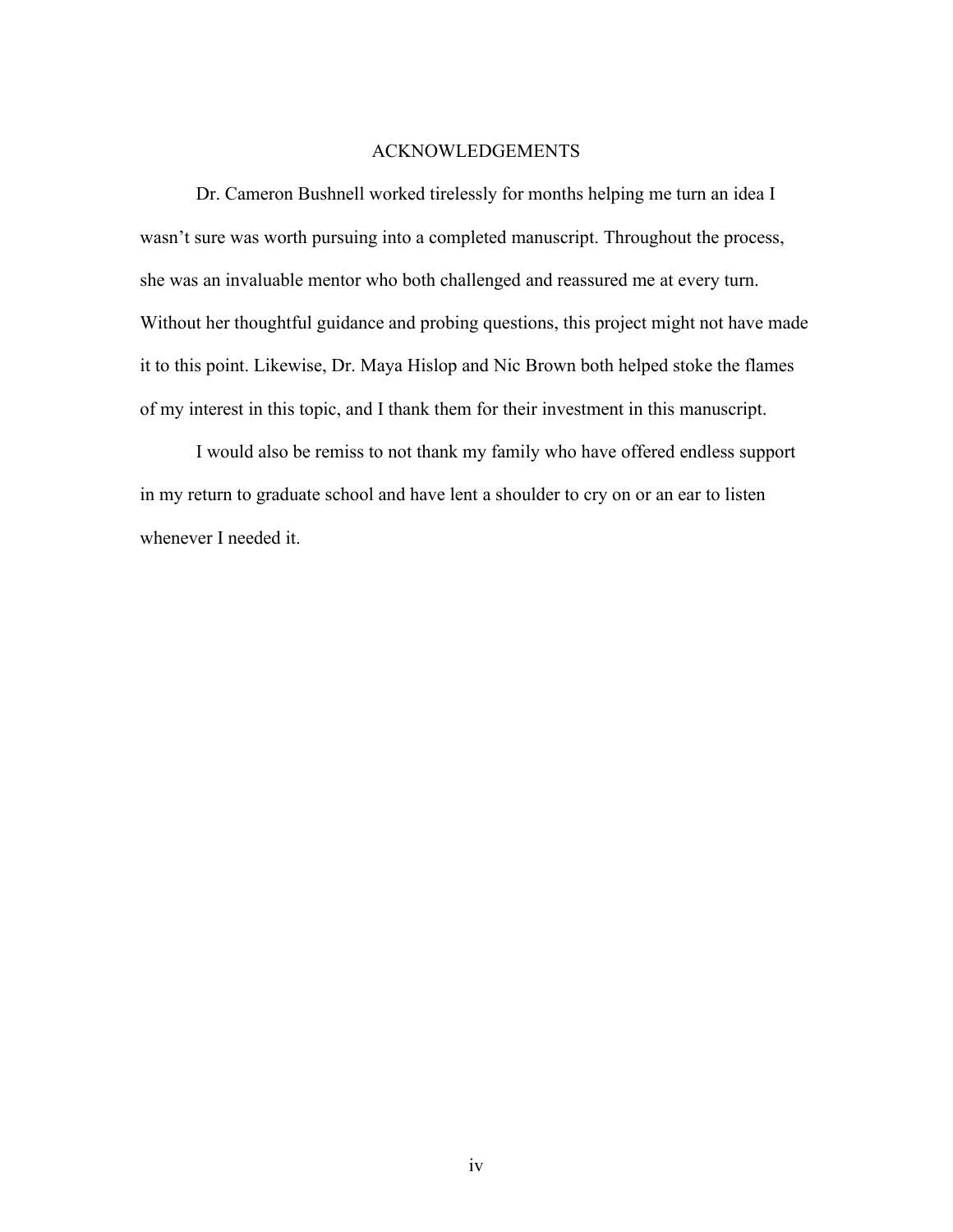# ACKNOWLEDGEMENTS

Dr. Cameron Bushnell worked tirelessly for months helping me turn an idea I wasn't sure was worth pursuing into a completed manuscript. Throughout the process, she was an invaluable mentor who both challenged and reassured me at every turn. Without her thoughtful guidance and probing questions, this project might not have made it to this point. Likewise, Dr. Maya Hislop and Nic Brown both helped stoke the flames of my interest in this topic, and I thank them for their investment in this manuscript.

I would also be remiss to not thank my family who have offered endless support in my return to graduate school and have lent a shoulder to cry on or an ear to listen whenever I needed it.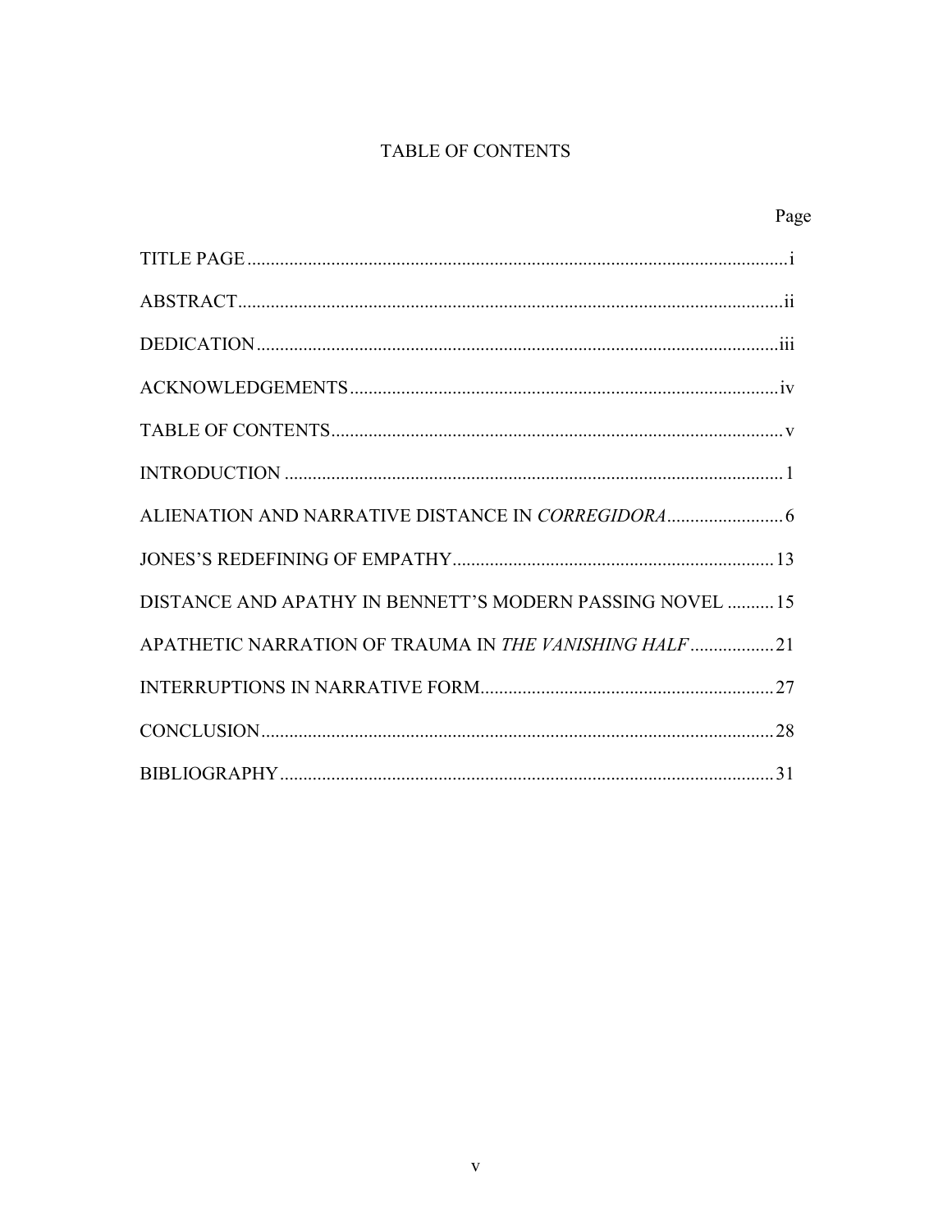# TABLE OF CONTENTS

| | Page |
|---|---|
| TITLE PAGE | i |
| ABSTRACT | ii |
| DEDICATION | iii |
| ACKNOWLEDGEMENTS | iv |
| TABLE OF CONTENTS | v |
| INTRODUCTION | 1 |
| ALIENATION AND NARRATIVE DISTANCE IN *CORREGIDORA* | 6 |
| JONES'S REDEFINING OF EMPATHY | 13 |
| DISTANCE AND APATHY IN BENNETT'S MODERN PASSING NOVEL | 15 |
| APATHETIC NARRATION OF TRAUMA IN *THE VANISHING HALF* | 21 |
| INTERRUPTIONS IN NARRATIVE FORM | 27 |
| CONCLUSION | 28 |
| BIBLIOGRAPHY | 31 |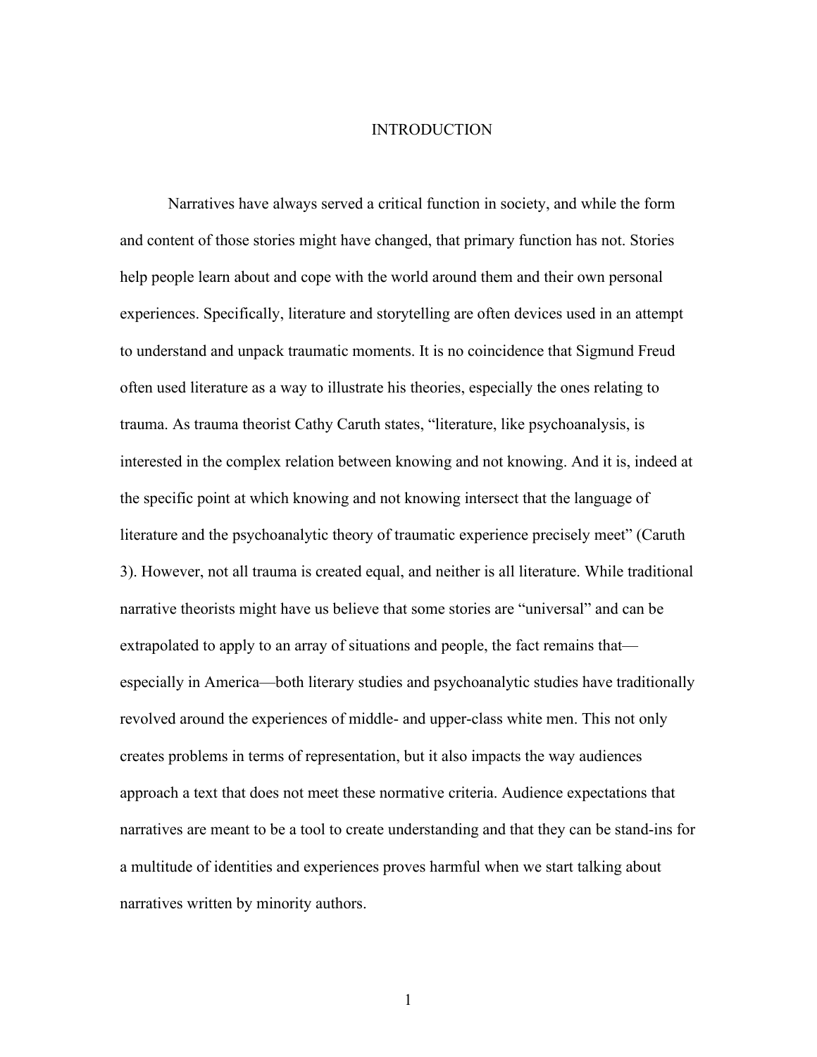# INTRODUCTION

Narratives have always served a critical function in society, and while the form and content of those stories might have changed, that primary function has not. Stories help people learn about and cope with the world around them and their own personal experiences. Specifically, literature and storytelling are often devices used in an attempt to understand and unpack traumatic moments. It is no coincidence that Sigmund Freud often used literature as a way to illustrate his theories, especially the ones relating to trauma. As trauma theorist Cathy Caruth states, "literature, like psychoanalysis, is interested in the complex relation between knowing and not knowing. And it is, indeed at the specific point at which knowing and not knowing intersect that the language of literature and the psychoanalytic theory of traumatic experience precisely meet" (Caruth 3). However, not all trauma is created equal, and neither is all literature. While traditional narrative theorists might have us believe that some stories are "universal" and can be extrapolated to apply to an array of situations and people, the fact remains that—especially in America—both literary studies and psychoanalytic studies have traditionally revolved around the experiences of middle- and upper-class white men. This not only creates problems in terms of representation, but it also impacts the way audiences approach a text that does not meet these normative criteria. Audience expectations that narratives are meant to be a tool to create understanding and that they can be stand-ins for a multitude of identities and experiences proves harmful when we start talking about narratives written by minority authors.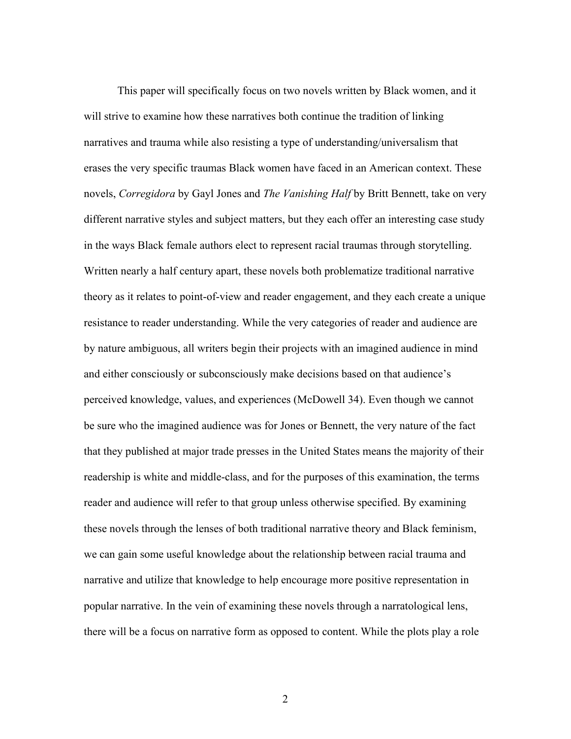This paper will specifically focus on two novels written by Black women, and it will strive to examine how these narratives both continue the tradition of linking narratives and trauma while also resisting a type of understanding/universalism that erases the very specific traumas Black women have faced in an American context. These novels, *Corregidora* by Gayl Jones and *The Vanishing Half* by Britt Bennett, take on very different narrative styles and subject matters, but they each offer an interesting case study in the ways Black female authors elect to represent racial traumas through storytelling. Written nearly a half century apart, these novels both problematize traditional narrative theory as it relates to point-of-view and reader engagement, and they each create a unique resistance to reader understanding. While the very categories of reader and audience are by nature ambiguous, all writers begin their projects with an imagined audience in mind and either consciously or subconsciously make decisions based on that audience's perceived knowledge, values, and experiences (McDowell 34). Even though we cannot be sure who the imagined audience was for Jones or Bennett, the very nature of the fact that they published at major trade presses in the United States means the majority of their readership is white and middle-class, and for the purposes of this examination, the terms reader and audience will refer to that group unless otherwise specified. By examining these novels through the lenses of both traditional narrative theory and Black feminism, we can gain some useful knowledge about the relationship between racial trauma and narrative and utilize that knowledge to help encourage more positive representation in popular narrative. In the vein of examining these novels through a narratological lens, there will be a focus on narrative form as opposed to content. While the plots play a role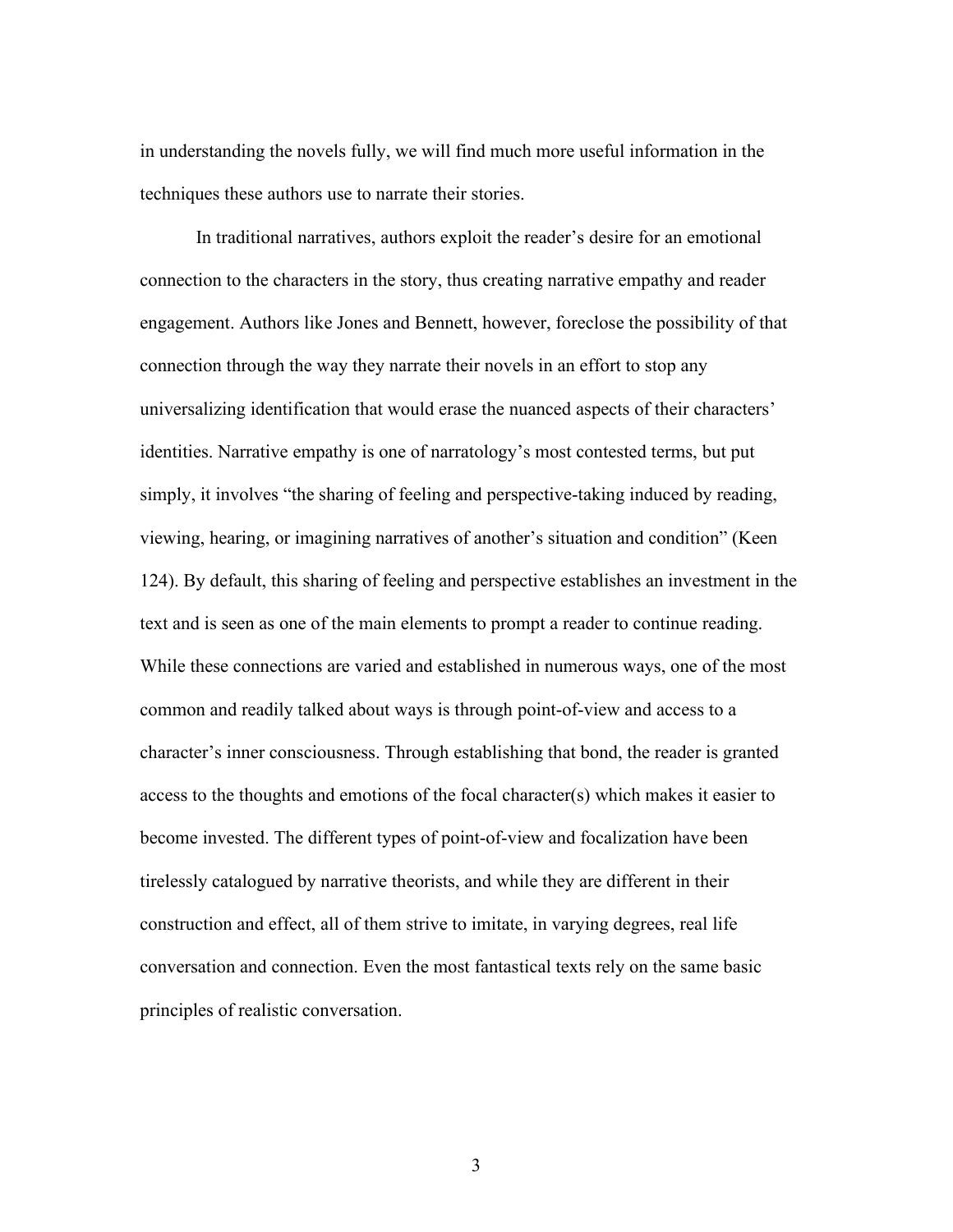in understanding the novels fully, we will find much more useful information in the techniques these authors use to narrate their stories.

In traditional narratives, authors exploit the reader's desire for an emotional connection to the characters in the story, thus creating narrative empathy and reader engagement. Authors like Jones and Bennett, however, foreclose the possibility of that connection through the way they narrate their novels in an effort to stop any universalizing identification that would erase the nuanced aspects of their characters' identities. Narrative empathy is one of narratology's most contested terms, but put simply, it involves "the sharing of feeling and perspective-taking induced by reading, viewing, hearing, or imagining narratives of another's situation and condition" (Keen 124). By default, this sharing of feeling and perspective establishes an investment in the text and is seen as one of the main elements to prompt a reader to continue reading. While these connections are varied and established in numerous ways, one of the most common and readily talked about ways is through point-of-view and access to a character's inner consciousness. Through establishing that bond, the reader is granted access to the thoughts and emotions of the focal character(s) which makes it easier to become invested. The different types of point-of-view and focalization have been tirelessly catalogued by narrative theorists, and while they are different in their construction and effect, all of them strive to imitate, in varying degrees, real life conversation and connection. Even the most fantastical texts rely on the same basic principles of realistic conversation.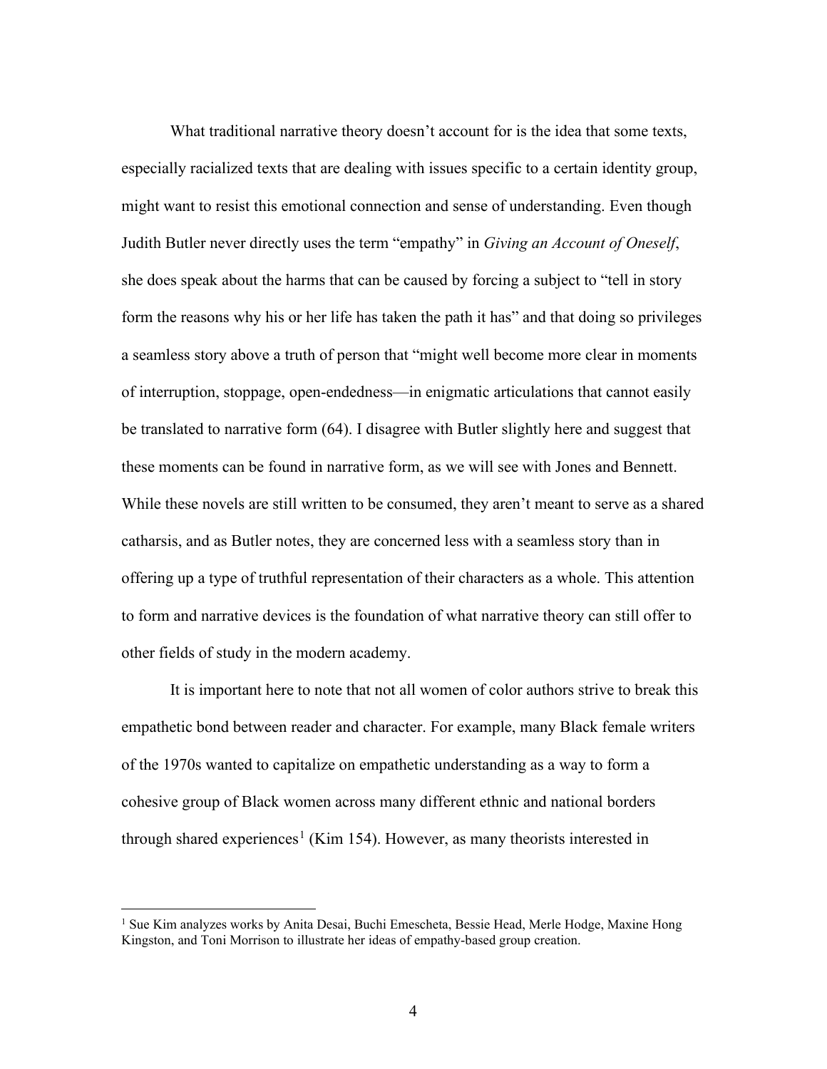What traditional narrative theory doesn't account for is the idea that some texts, especially racialized texts that are dealing with issues specific to a certain identity group, might want to resist this emotional connection and sense of understanding. Even though Judith Butler never directly uses the term "empathy" in *Giving an Account of Oneself*, she does speak about the harms that can be caused by forcing a subject to "tell in story form the reasons why his or her life has taken the path it has" and that doing so privileges a seamless story above a truth of person that "might well become more clear in moments of interruption, stoppage, open-endedness—in enigmatic articulations that cannot easily be translated to narrative form (64). I disagree with Butler slightly here and suggest that these moments can be found in narrative form, as we will see with Jones and Bennett. While these novels are still written to be consumed, they aren't meant to serve as a shared catharsis, and as Butler notes, they are concerned less with a seamless story than in offering up a type of truthful representation of their characters as a whole. This attention to form and narrative devices is the foundation of what narrative theory can still offer to other fields of study in the modern academy.

It is important here to note that not all women of color authors strive to break this empathetic bond between reader and character. For example, many Black female writers of the 1970s wanted to capitalize on empathetic understanding as a way to form a cohesive group of Black women across many different ethnic and national borders through shared experiences[1] (Kim 154). However, as many theorists interested in

---

[1] Sue Kim analyzes works by Anita Desai, Buchi Emescheta, Bessie Head, Merle Hodge, Maxine Hong Kingston, and Toni Morrison to illustrate her ideas of empathy-based group creation.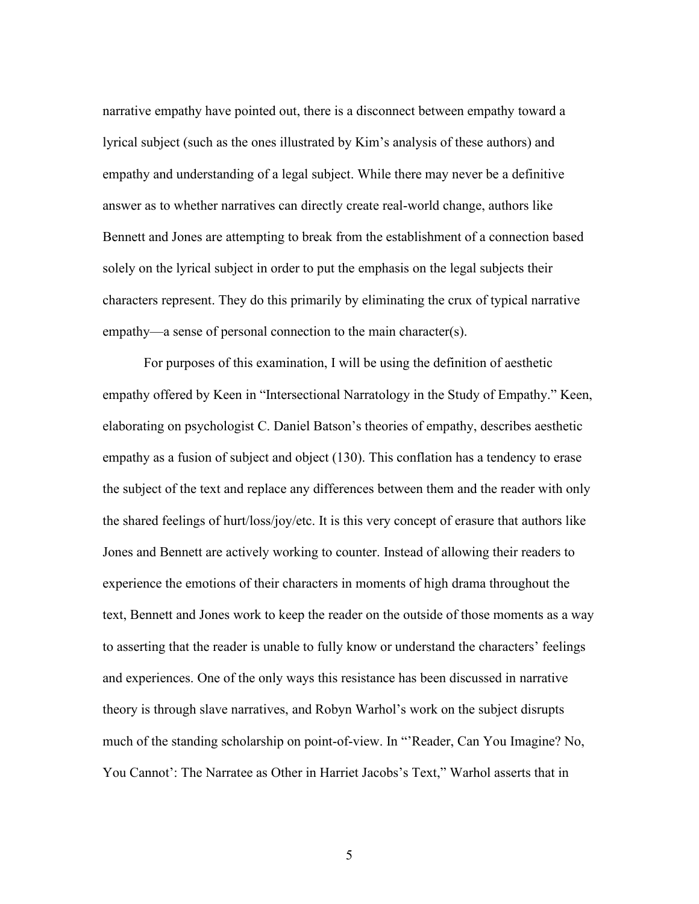narrative empathy have pointed out, there is a disconnect between empathy toward a lyrical subject (such as the ones illustrated by Kim's analysis of these authors) and empathy and understanding of a legal subject. While there may never be a definitive answer as to whether narratives can directly create real-world change, authors like Bennett and Jones are attempting to break from the establishment of a connection based solely on the lyrical subject in order to put the emphasis on the legal subjects their characters represent. They do this primarily by eliminating the crux of typical narrative empathy—a sense of personal connection to the main character(s).

For purposes of this examination, I will be using the definition of aesthetic empathy offered by Keen in "Intersectional Narratology in the Study of Empathy." Keen, elaborating on psychologist C. Daniel Batson's theories of empathy, describes aesthetic empathy as a fusion of subject and object (130). This conflation has a tendency to erase the subject of the text and replace any differences between them and the reader with only the shared feelings of hurt/loss/joy/etc. It is this very concept of erasure that authors like Jones and Bennett are actively working to counter. Instead of allowing their readers to experience the emotions of their characters in moments of high drama throughout the text, Bennett and Jones work to keep the reader on the outside of those moments as a way to asserting that the reader is unable to fully know or understand the characters' feelings and experiences. One of the only ways this resistance has been discussed in narrative theory is through slave narratives, and Robyn Warhol's work on the subject disrupts much of the standing scholarship on point-of-view. In "'Reader, Can You Imagine? No, You Cannot': The Narratee as Other in Harriet Jacobs's Text," Warhol asserts that in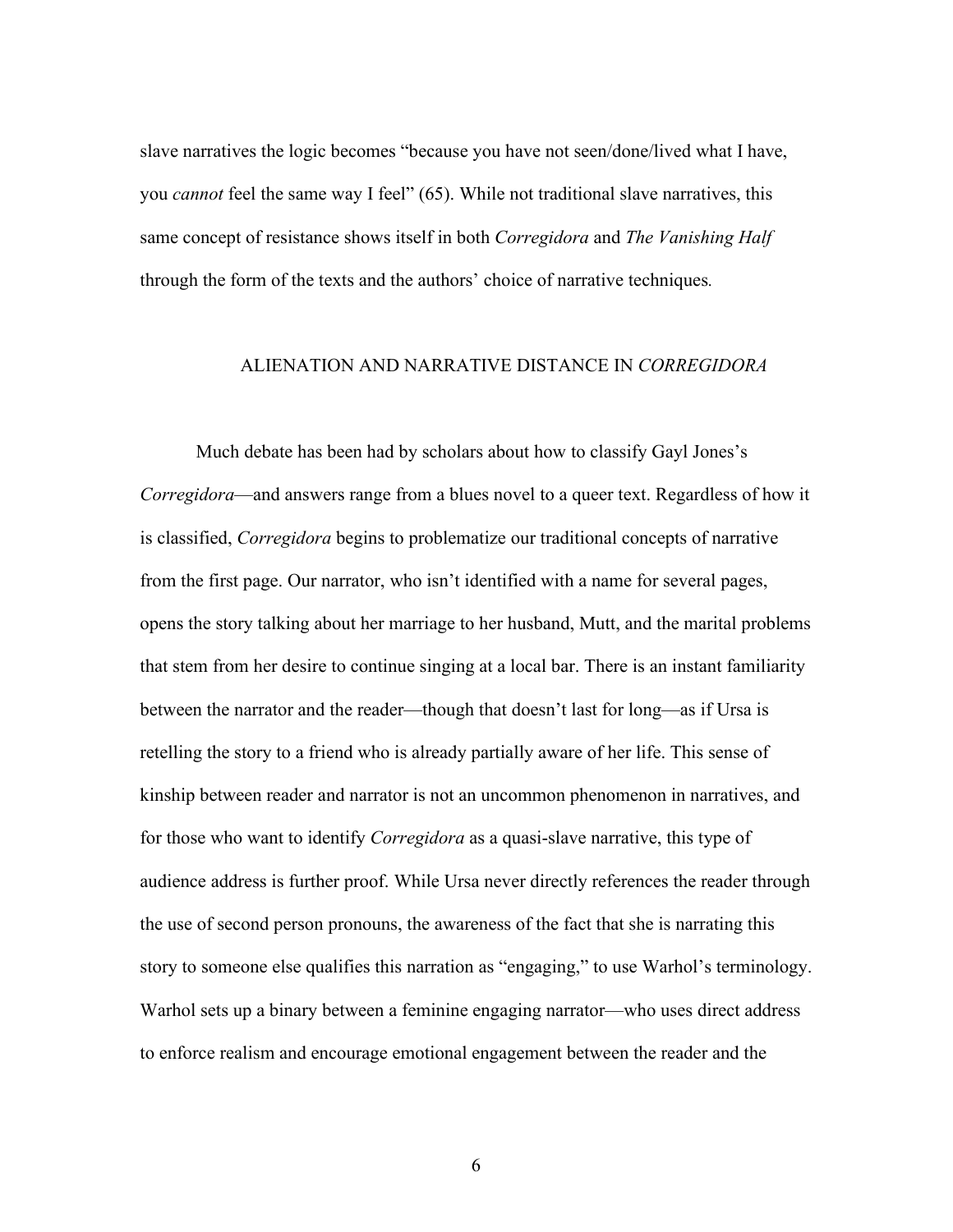slave narratives the logic becomes "because you have not seen/done/lived what I have, you *cannot* feel the same way I feel" (65). While not traditional slave narratives, this same concept of resistance shows itself in both *Corregidora* and *The Vanishing Half* through the form of the texts and the authors' choice of narrative techniques.

## ALIENATION AND NARRATIVE DISTANCE IN *CORREGIDORA*

Much debate has been had by scholars about how to classify Gayl Jones's *Corregidora*—and answers range from a blues novel to a queer text. Regardless of how it is classified, *Corregidora* begins to problematize our traditional concepts of narrative from the first page. Our narrator, who isn't identified with a name for several pages, opens the story talking about her marriage to her husband, Mutt, and the marital problems that stem from her desire to continue singing at a local bar. There is an instant familiarity between the narrator and the reader—though that doesn't last for long—as if Ursa is retelling the story to a friend who is already partially aware of her life. This sense of kinship between reader and narrator is not an uncommon phenomenon in narratives, and for those who want to identify *Corregidora* as a quasi-slave narrative, this type of audience address is further proof. While Ursa never directly references the reader through the use of second person pronouns, the awareness of the fact that she is narrating this story to someone else qualifies this narration as "engaging," to use Warhol's terminology. Warhol sets up a binary between a feminine engaging narrator—who uses direct address to enforce realism and encourage emotional engagement between the reader and the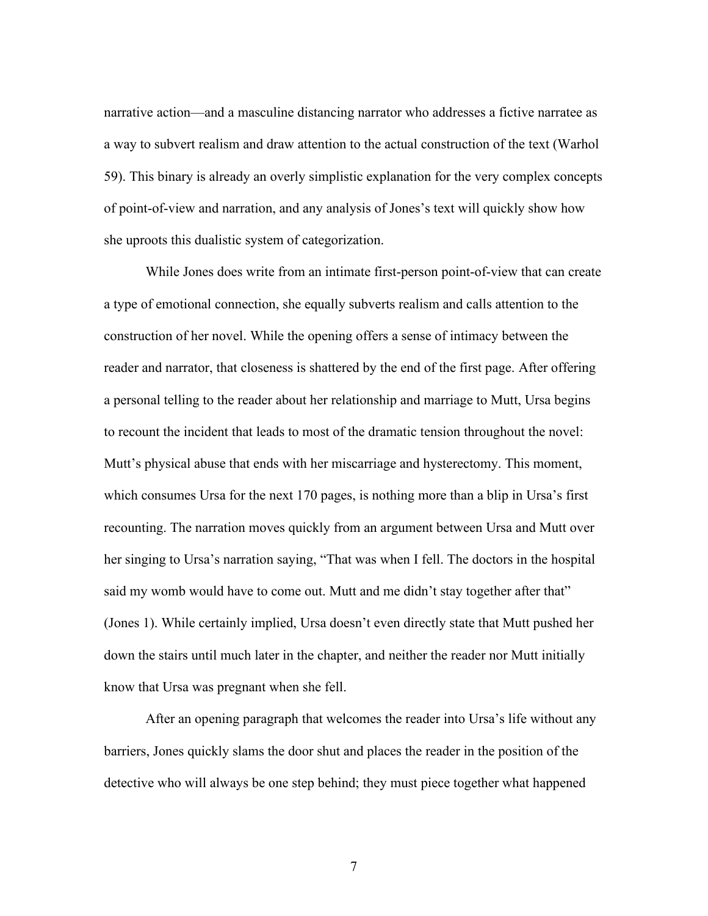narrative action—and a masculine distancing narrator who addresses a fictive narratee as a way to subvert realism and draw attention to the actual construction of the text (Warhol 59). This binary is already an overly simplistic explanation for the very complex concepts of point-of-view and narration, and any analysis of Jones's text will quickly show how she uproots this dualistic system of categorization.

While Jones does write from an intimate first-person point-of-view that can create a type of emotional connection, she equally subverts realism and calls attention to the construction of her novel. While the opening offers a sense of intimacy between the reader and narrator, that closeness is shattered by the end of the first page. After offering a personal telling to the reader about her relationship and marriage to Mutt, Ursa begins to recount the incident that leads to most of the dramatic tension throughout the novel: Mutt's physical abuse that ends with her miscarriage and hysterectomy. This moment, which consumes Ursa for the next 170 pages, is nothing more than a blip in Ursa's first recounting. The narration moves quickly from an argument between Ursa and Mutt over her singing to Ursa's narration saying, "That was when I fell. The doctors in the hospital said my womb would have to come out. Mutt and me didn't stay together after that" (Jones 1). While certainly implied, Ursa doesn't even directly state that Mutt pushed her down the stairs until much later in the chapter, and neither the reader nor Mutt initially know that Ursa was pregnant when she fell.

After an opening paragraph that welcomes the reader into Ursa's life without any barriers, Jones quickly slams the door shut and places the reader in the position of the detective who will always be one step behind; they must piece together what happened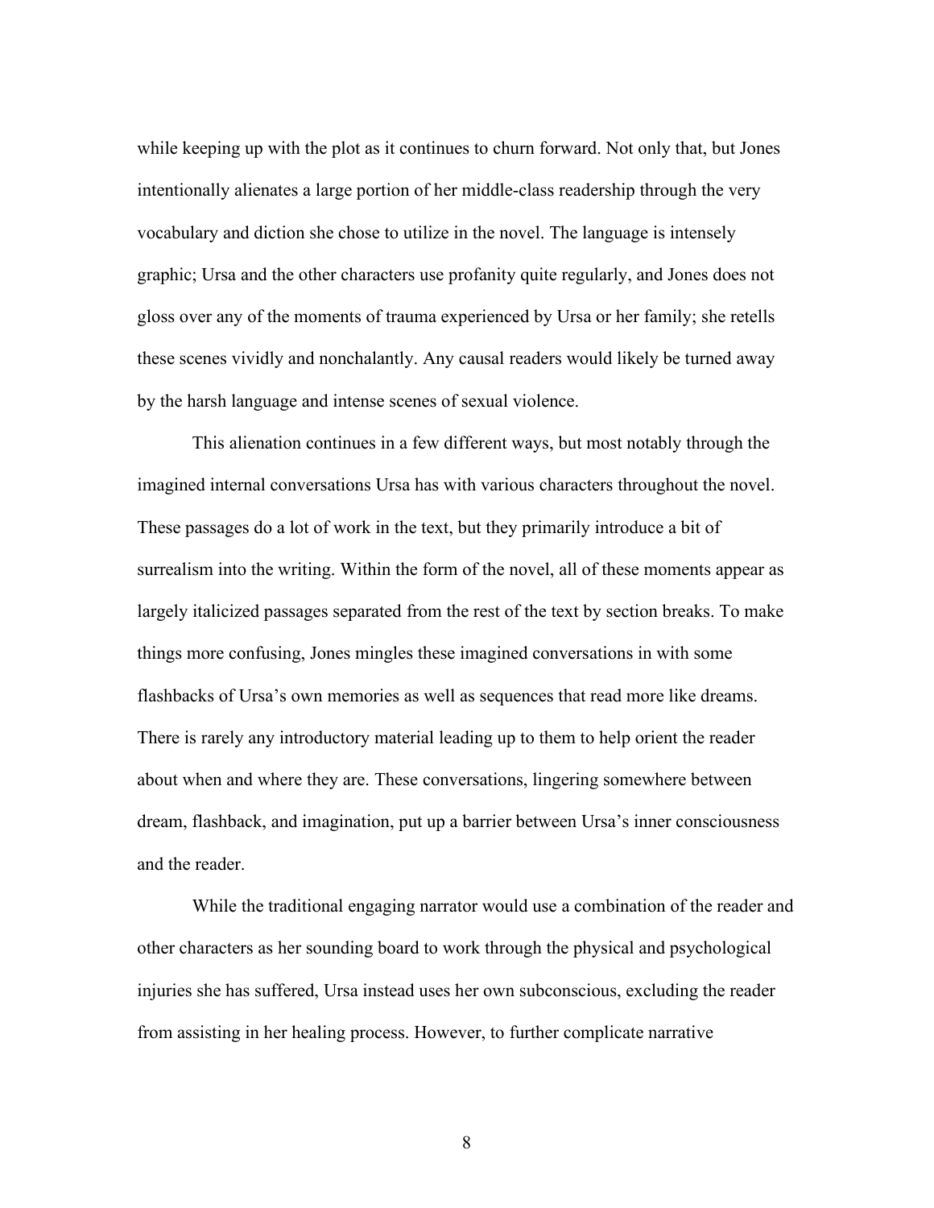while keeping up with the plot as it continues to churn forward. Not only that, but Jones intentionally alienates a large portion of her middle-class readership through the very vocabulary and diction she chose to utilize in the novel. The language is intensely graphic; Ursa and the other characters use profanity quite regularly, and Jones does not gloss over any of the moments of trauma experienced by Ursa or her family; she retells these scenes vividly and nonchalantly. Any causal readers would likely be turned away by the harsh language and intense scenes of sexual violence.

This alienation continues in a few different ways, but most notably through the imagined internal conversations Ursa has with various characters throughout the novel. These passages do a lot of work in the text, but they primarily introduce a bit of surrealism into the writing. Within the form of the novel, all of these moments appear as largely italicized passages separated from the rest of the text by section breaks. To make things more confusing, Jones mingles these imagined conversations in with some flashbacks of Ursa's own memories as well as sequences that read more like dreams. There is rarely any introductory material leading up to them to help orient the reader about when and where they are. These conversations, lingering somewhere between dream, flashback, and imagination, put up a barrier between Ursa's inner consciousness and the reader.

While the traditional engaging narrator would use a combination of the reader and other characters as her sounding board to work through the physical and psychological injuries she has suffered, Ursa instead uses her own subconscious, excluding the reader from assisting in her healing process. However, to further complicate narrative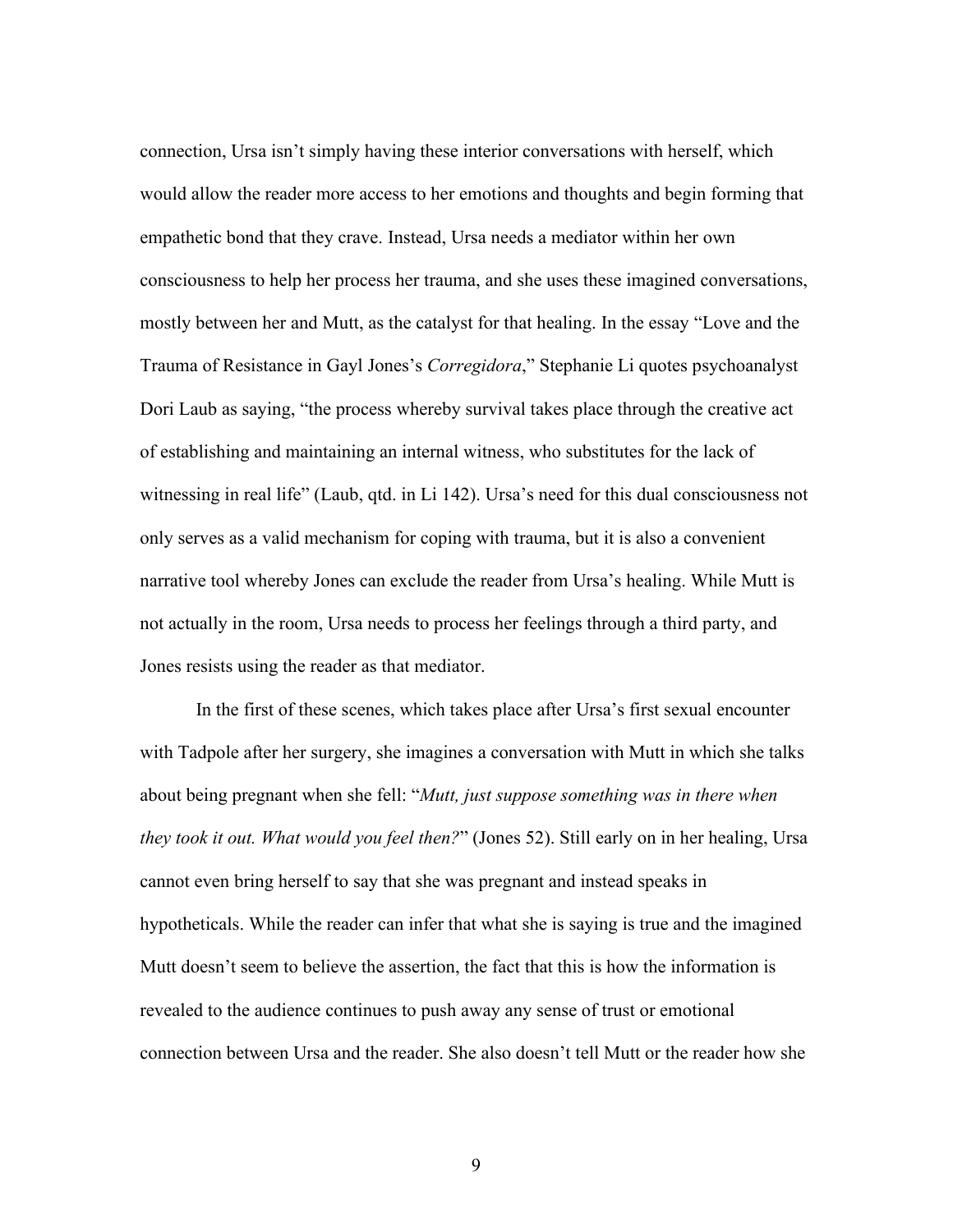connection, Ursa isn't simply having these interior conversations with herself, which would allow the reader more access to her emotions and thoughts and begin forming that empathetic bond that they crave. Instead, Ursa needs a mediator within her own consciousness to help her process her trauma, and she uses these imagined conversations, mostly between her and Mutt, as the catalyst for that healing. In the essay "Love and the Trauma of Resistance in Gayl Jones's *Corregidora*," Stephanie Li quotes psychoanalyst Dori Laub as saying, "the process whereby survival takes place through the creative act of establishing and maintaining an internal witness, who substitutes for the lack of witnessing in real life" (Laub, qtd. in Li 142). Ursa's need for this dual consciousness not only serves as a valid mechanism for coping with trauma, but it is also a convenient narrative tool whereby Jones can exclude the reader from Ursa's healing. While Mutt is not actually in the room, Ursa needs to process her feelings through a third party, and Jones resists using the reader as that mediator.

In the first of these scenes, which takes place after Ursa's first sexual encounter with Tadpole after her surgery, she imagines a conversation with Mutt in which she talks about being pregnant when she fell: "*Mutt, just suppose something was in there when they took it out. What would you feel then?*" (Jones 52). Still early on in her healing, Ursa cannot even bring herself to say that she was pregnant and instead speaks in hypotheticals. While the reader can infer that what she is saying is true and the imagined Mutt doesn't seem to believe the assertion, the fact that this is how the information is revealed to the audience continues to push away any sense of trust or emotional connection between Ursa and the reader. She also doesn't tell Mutt or the reader how she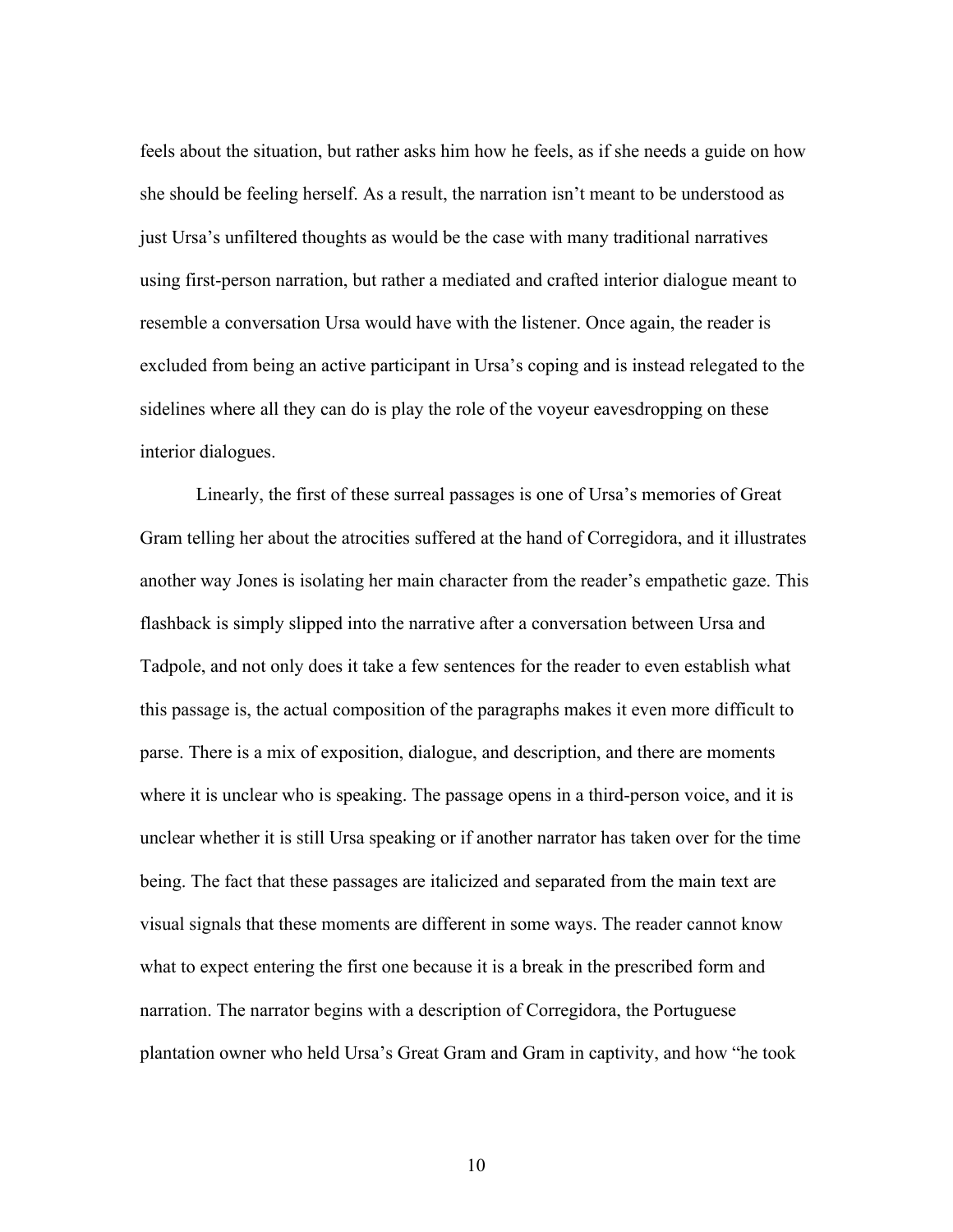feels about the situation, but rather asks him how he feels, as if she needs a guide on how she should be feeling herself. As a result, the narration isn't meant to be understood as just Ursa's unfiltered thoughts as would be the case with many traditional narratives using first-person narration, but rather a mediated and crafted interior dialogue meant to resemble a conversation Ursa would have with the listener. Once again, the reader is excluded from being an active participant in Ursa's coping and is instead relegated to the sidelines where all they can do is play the role of the voyeur eavesdropping on these interior dialogues.

Linearly, the first of these surreal passages is one of Ursa's memories of Great Gram telling her about the atrocities suffered at the hand of Corregidora, and it illustrates another way Jones is isolating her main character from the reader's empathetic gaze. This flashback is simply slipped into the narrative after a conversation between Ursa and Tadpole, and not only does it take a few sentences for the reader to even establish what this passage is, the actual composition of the paragraphs makes it even more difficult to parse. There is a mix of exposition, dialogue, and description, and there are moments where it is unclear who is speaking. The passage opens in a third-person voice, and it is unclear whether it is still Ursa speaking or if another narrator has taken over for the time being. The fact that these passages are italicized and separated from the main text are visual signals that these moments are different in some ways. The reader cannot know what to expect entering the first one because it is a break in the prescribed form and narration. The narrator begins with a description of Corregidora, the Portuguese plantation owner who held Ursa's Great Gram and Gram in captivity, and how "he took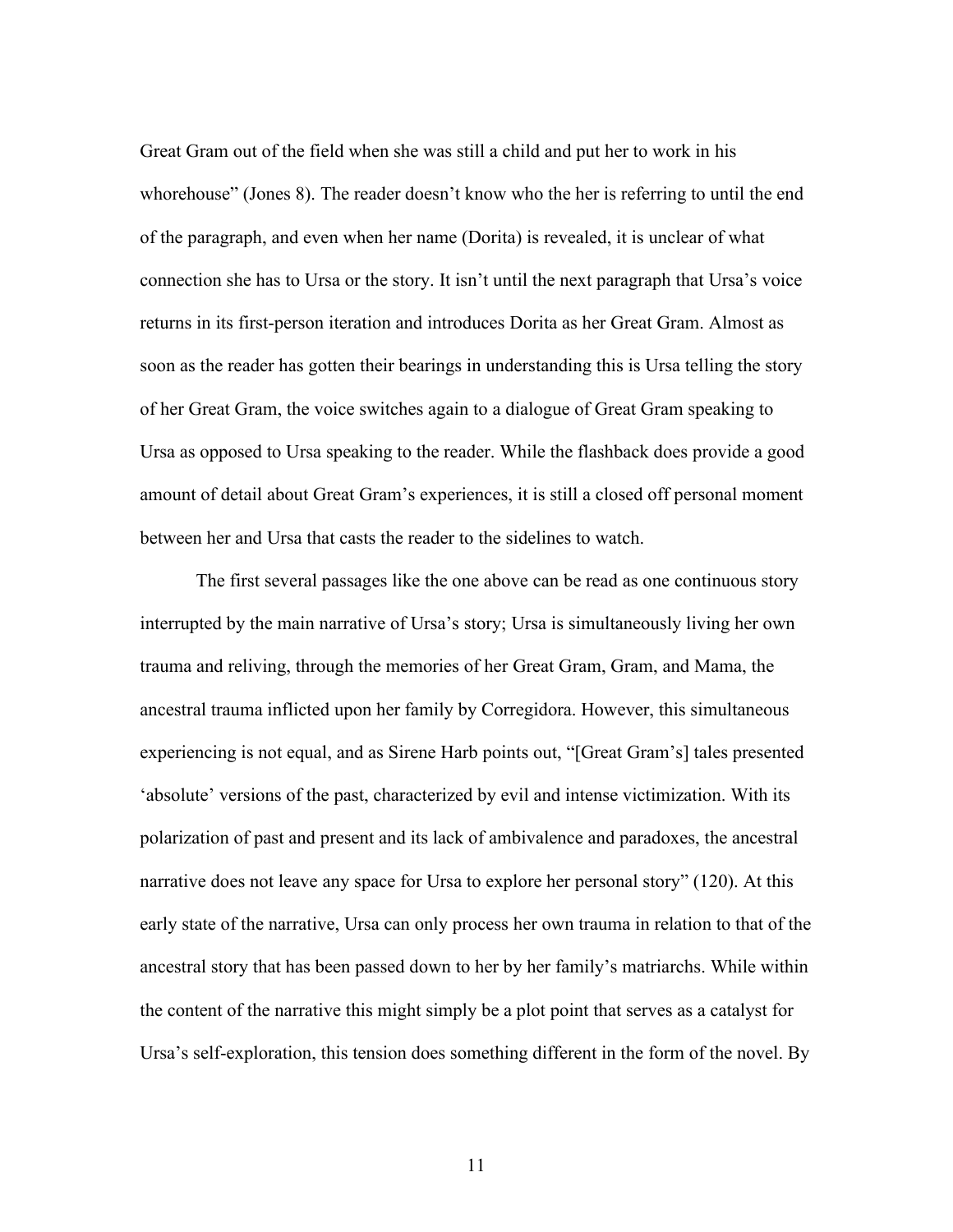Great Gram out of the field when she was still a child and put her to work in his whorehouse" (Jones 8). The reader doesn't know who the her is referring to until the end of the paragraph, and even when her name (Dorita) is revealed, it is unclear of what connection she has to Ursa or the story. It isn't until the next paragraph that Ursa's voice returns in its first-person iteration and introduces Dorita as her Great Gram. Almost as soon as the reader has gotten their bearings in understanding this is Ursa telling the story of her Great Gram, the voice switches again to a dialogue of Great Gram speaking to Ursa as opposed to Ursa speaking to the reader. While the flashback does provide a good amount of detail about Great Gram's experiences, it is still a closed off personal moment between her and Ursa that casts the reader to the sidelines to watch.

The first several passages like the one above can be read as one continuous story interrupted by the main narrative of Ursa's story; Ursa is simultaneously living her own trauma and reliving, through the memories of her Great Gram, Gram, and Mama, the ancestral trauma inflicted upon her family by Corregidora. However, this simultaneous experiencing is not equal, and as Sirene Harb points out, "[Great Gram's] tales presented 'absolute' versions of the past, characterized by evil and intense victimization. With its polarization of past and present and its lack of ambivalence and paradoxes, the ancestral narrative does not leave any space for Ursa to explore her personal story" (120). At this early state of the narrative, Ursa can only process her own trauma in relation to that of the ancestral story that has been passed down to her by her family's matriarchs. While within the content of the narrative this might simply be a plot point that serves as a catalyst for Ursa's self-exploration, this tension does something different in the form of the novel. By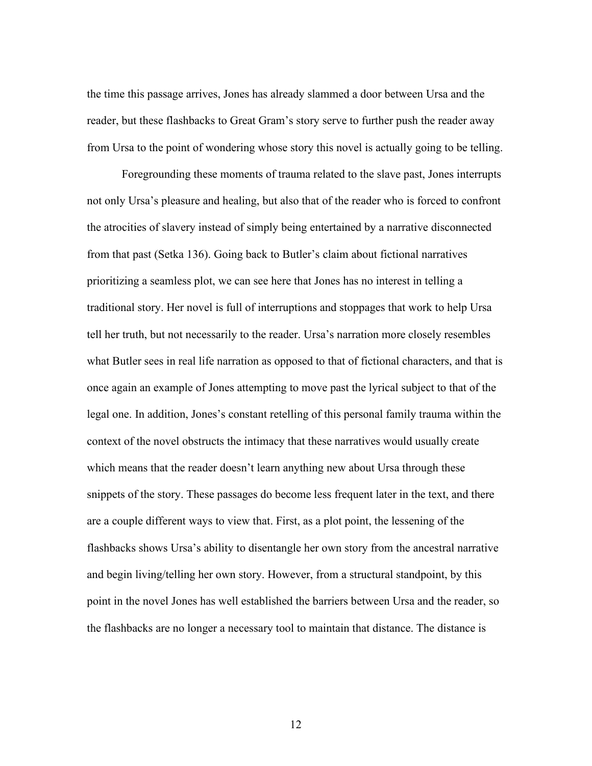the time this passage arrives, Jones has already slammed a door between Ursa and the reader, but these flashbacks to Great Gram's story serve to further push the reader away from Ursa to the point of wondering whose story this novel is actually going to be telling.

Foregrounding these moments of trauma related to the slave past, Jones interrupts not only Ursa's pleasure and healing, but also that of the reader who is forced to confront the atrocities of slavery instead of simply being entertained by a narrative disconnected from that past (Setka 136). Going back to Butler's claim about fictional narratives prioritizing a seamless plot, we can see here that Jones has no interest in telling a traditional story. Her novel is full of interruptions and stoppages that work to help Ursa tell her truth, but not necessarily to the reader. Ursa's narration more closely resembles what Butler sees in real life narration as opposed to that of fictional characters, and that is once again an example of Jones attempting to move past the lyrical subject to that of the legal one. In addition, Jones's constant retelling of this personal family trauma within the context of the novel obstructs the intimacy that these narratives would usually create which means that the reader doesn't learn anything new about Ursa through these snippets of the story. These passages do become less frequent later in the text, and there are a couple different ways to view that. First, as a plot point, the lessening of the flashbacks shows Ursa's ability to disentangle her own story from the ancestral narrative and begin living/telling her own story. However, from a structural standpoint, by this point in the novel Jones has well established the barriers between Ursa and the reader, so the flashbacks are no longer a necessary tool to maintain that distance. The distance is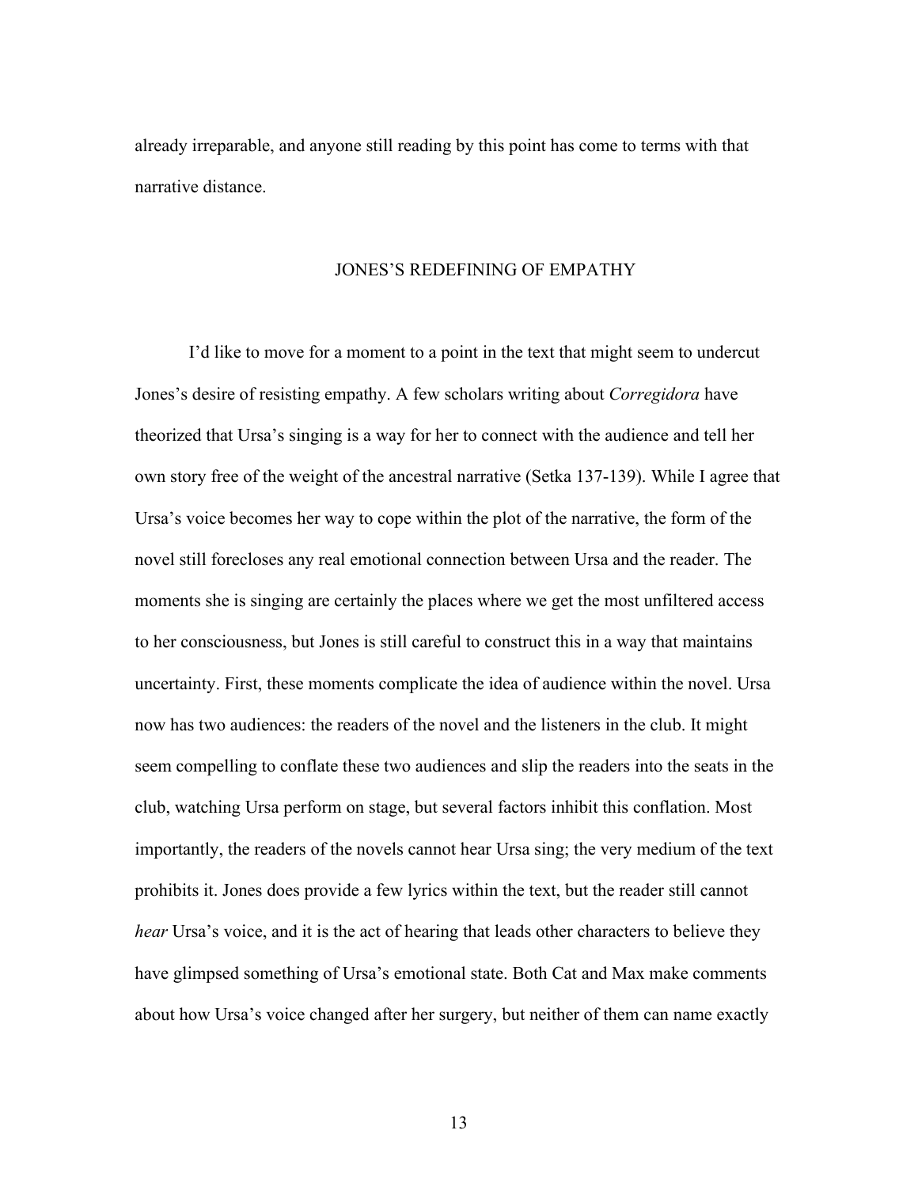already irreparable, and anyone still reading by this point has come to terms with that narrative distance.

## JONES'S REDEFINING OF EMPATHY

I'd like to move for a moment to a point in the text that might seem to undercut Jones's desire of resisting empathy. A few scholars writing about *Corregidora* have theorized that Ursa's singing is a way for her to connect with the audience and tell her own story free of the weight of the ancestral narrative (Setka 137-139). While I agree that Ursa's voice becomes her way to cope within the plot of the narrative, the form of the novel still forecloses any real emotional connection between Ursa and the reader. The moments she is singing are certainly the places where we get the most unfiltered access to her consciousness, but Jones is still careful to construct this in a way that maintains uncertainty. First, these moments complicate the idea of audience within the novel. Ursa now has two audiences: the readers of the novel and the listeners in the club. It might seem compelling to conflate these two audiences and slip the readers into the seats in the club, watching Ursa perform on stage, but several factors inhibit this conflation. Most importantly, the readers of the novels cannot hear Ursa sing; the very medium of the text prohibits it. Jones does provide a few lyrics within the text, but the reader still cannot *hear* Ursa's voice, and it is the act of hearing that leads other characters to believe they have glimpsed something of Ursa's emotional state. Both Cat and Max make comments about how Ursa's voice changed after her surgery, but neither of them can name exactly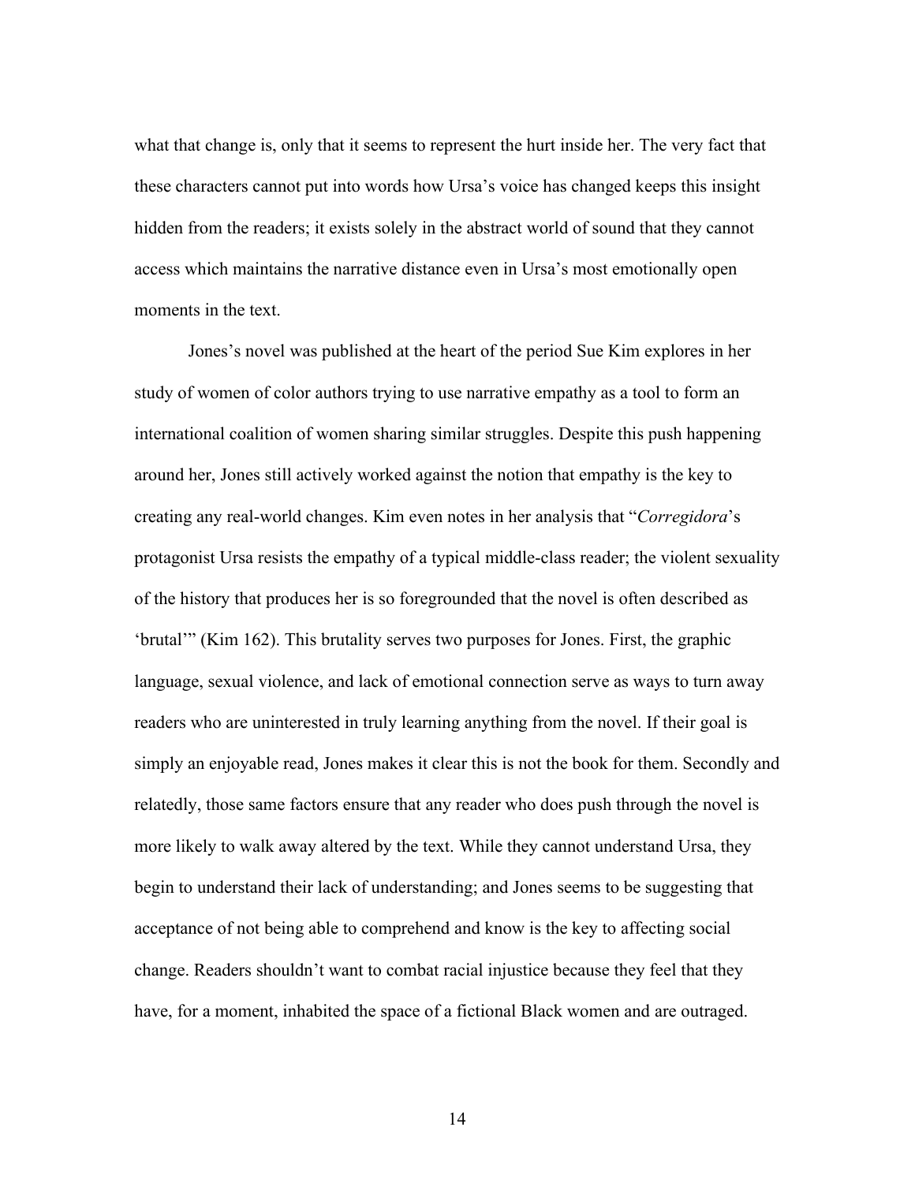what that change is, only that it seems to represent the hurt inside her. The very fact that these characters cannot put into words how Ursa's voice has changed keeps this insight hidden from the readers; it exists solely in the abstract world of sound that they cannot access which maintains the narrative distance even in Ursa's most emotionally open moments in the text.

Jones's novel was published at the heart of the period Sue Kim explores in her study of women of color authors trying to use narrative empathy as a tool to form an international coalition of women sharing similar struggles. Despite this push happening around her, Jones still actively worked against the notion that empathy is the key to creating any real-world changes. Kim even notes in her analysis that "*Corregidora*'s protagonist Ursa resists the empathy of a typical middle-class reader; the violent sexuality of the history that produces her is so foregrounded that the novel is often described as 'brutal'" (Kim 162). This brutality serves two purposes for Jones. First, the graphic language, sexual violence, and lack of emotional connection serve as ways to turn away readers who are uninterested in truly learning anything from the novel. If their goal is simply an enjoyable read, Jones makes it clear this is not the book for them. Secondly and relatedly, those same factors ensure that any reader who does push through the novel is more likely to walk away altered by the text. While they cannot understand Ursa, they begin to understand their lack of understanding; and Jones seems to be suggesting that acceptance of not being able to comprehend and know is the key to affecting social change. Readers shouldn't want to combat racial injustice because they feel that they have, for a moment, inhabited the space of a fictional Black women and are outraged.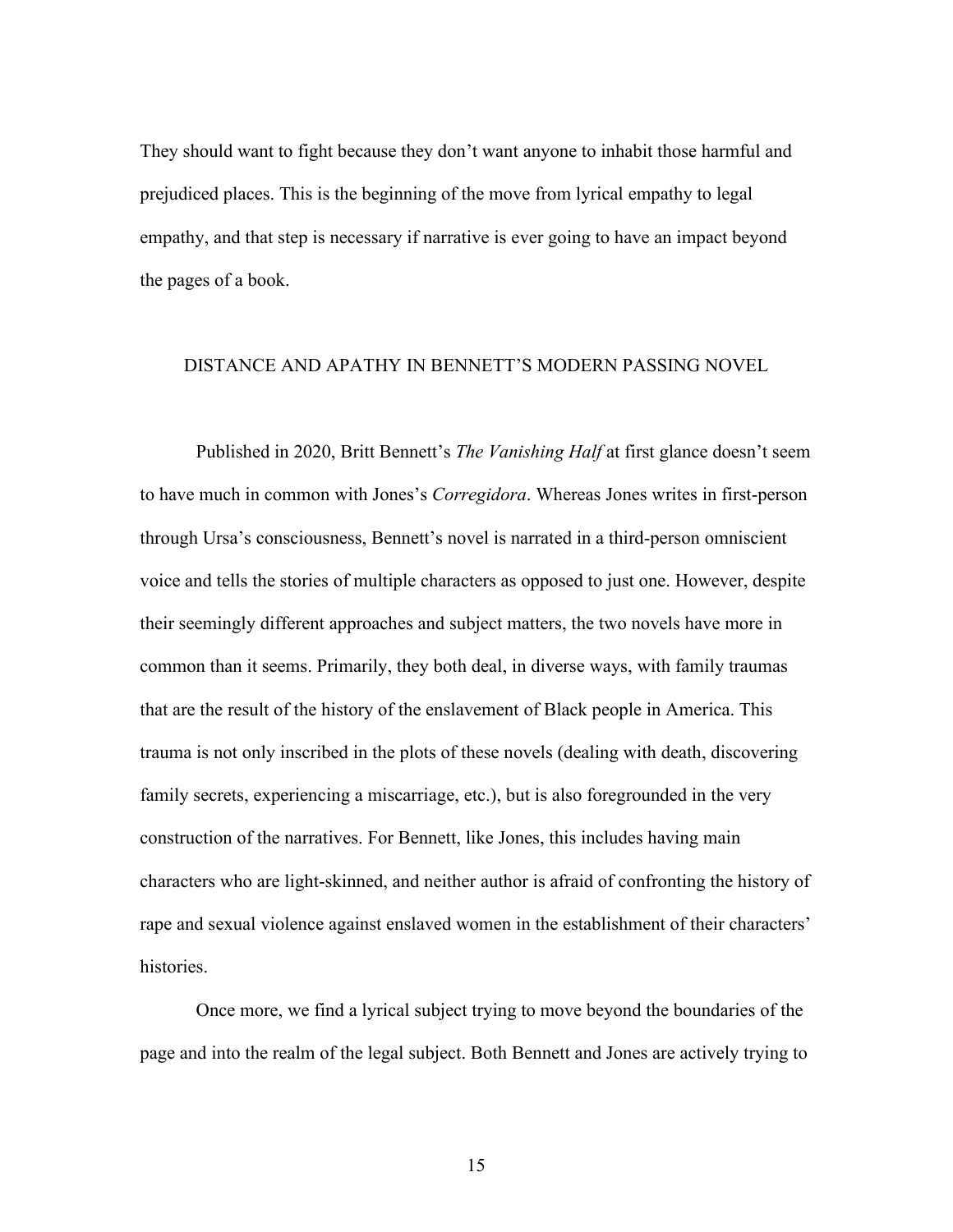They should want to fight because they don't want anyone to inhabit those harmful and prejudiced places. This is the beginning of the move from lyrical empathy to legal empathy, and that step is necessary if narrative is ever going to have an impact beyond the pages of a book.

## DISTANCE AND APATHY IN BENNETT'S MODERN PASSING NOVEL

Published in 2020, Britt Bennett's *The Vanishing Half* at first glance doesn't seem to have much in common with Jones's *Corregidora*. Whereas Jones writes in first-person through Ursa's consciousness, Bennett's novel is narrated in a third-person omniscient voice and tells the stories of multiple characters as opposed to just one. However, despite their seemingly different approaches and subject matters, the two novels have more in common than it seems. Primarily, they both deal, in diverse ways, with family traumas that are the result of the history of the enslavement of Black people in America. This trauma is not only inscribed in the plots of these novels (dealing with death, discovering family secrets, experiencing a miscarriage, etc.), but is also foregrounded in the very construction of the narratives. For Bennett, like Jones, this includes having main characters who are light-skinned, and neither author is afraid of confronting the history of rape and sexual violence against enslaved women in the establishment of their characters' histories.

Once more, we find a lyrical subject trying to move beyond the boundaries of the page and into the realm of the legal subject. Both Bennett and Jones are actively trying to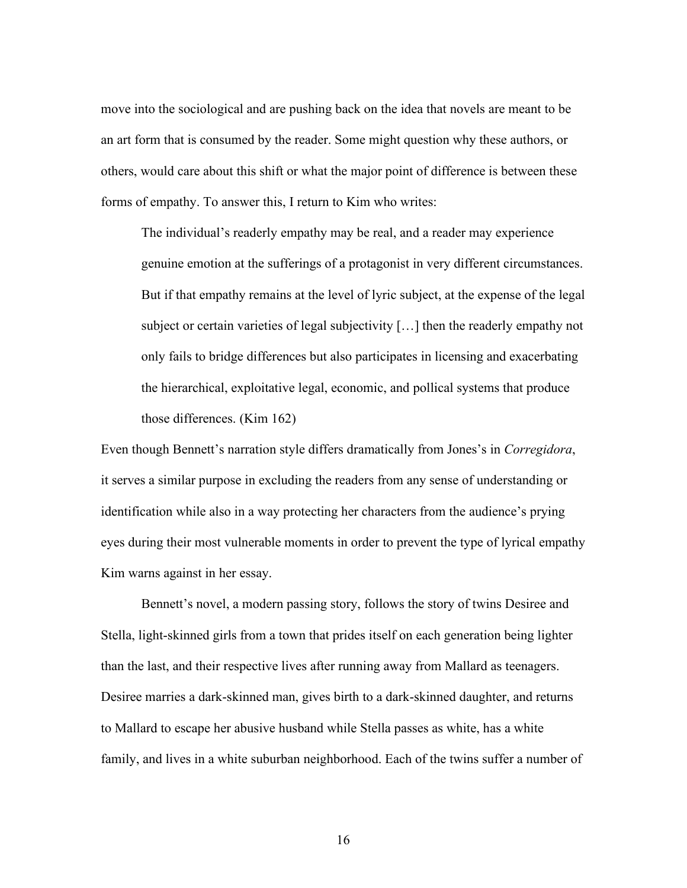move into the sociological and are pushing back on the idea that novels are meant to be an art form that is consumed by the reader. Some might question why these authors, or others, would care about this shift or what the major point of difference is between these forms of empathy. To answer this, I return to Kim who writes:

> The individual's readerly empathy may be real, and a reader may experience genuine emotion at the sufferings of a protagonist in very different circumstances. But if that empathy remains at the level of lyric subject, at the expense of the legal subject or certain varieties of legal subjectivity […] then the readerly empathy not only fails to bridge differences but also participates in licensing and exacerbating the hierarchical, exploitative legal, economic, and pollical systems that produce those differences. (Kim 162)

Even though Bennett's narration style differs dramatically from Jones's in *Corregidora*, it serves a similar purpose in excluding the readers from any sense of understanding or identification while also in a way protecting her characters from the audience's prying eyes during their most vulnerable moments in order to prevent the type of lyrical empathy Kim warns against in her essay.

Bennett's novel, a modern passing story, follows the story of twins Desiree and Stella, light-skinned girls from a town that prides itself on each generation being lighter than the last, and their respective lives after running away from Mallard as teenagers. Desiree marries a dark-skinned man, gives birth to a dark-skinned daughter, and returns to Mallard to escape her abusive husband while Stella passes as white, has a white family, and lives in a white suburban neighborhood. Each of the twins suffer a number of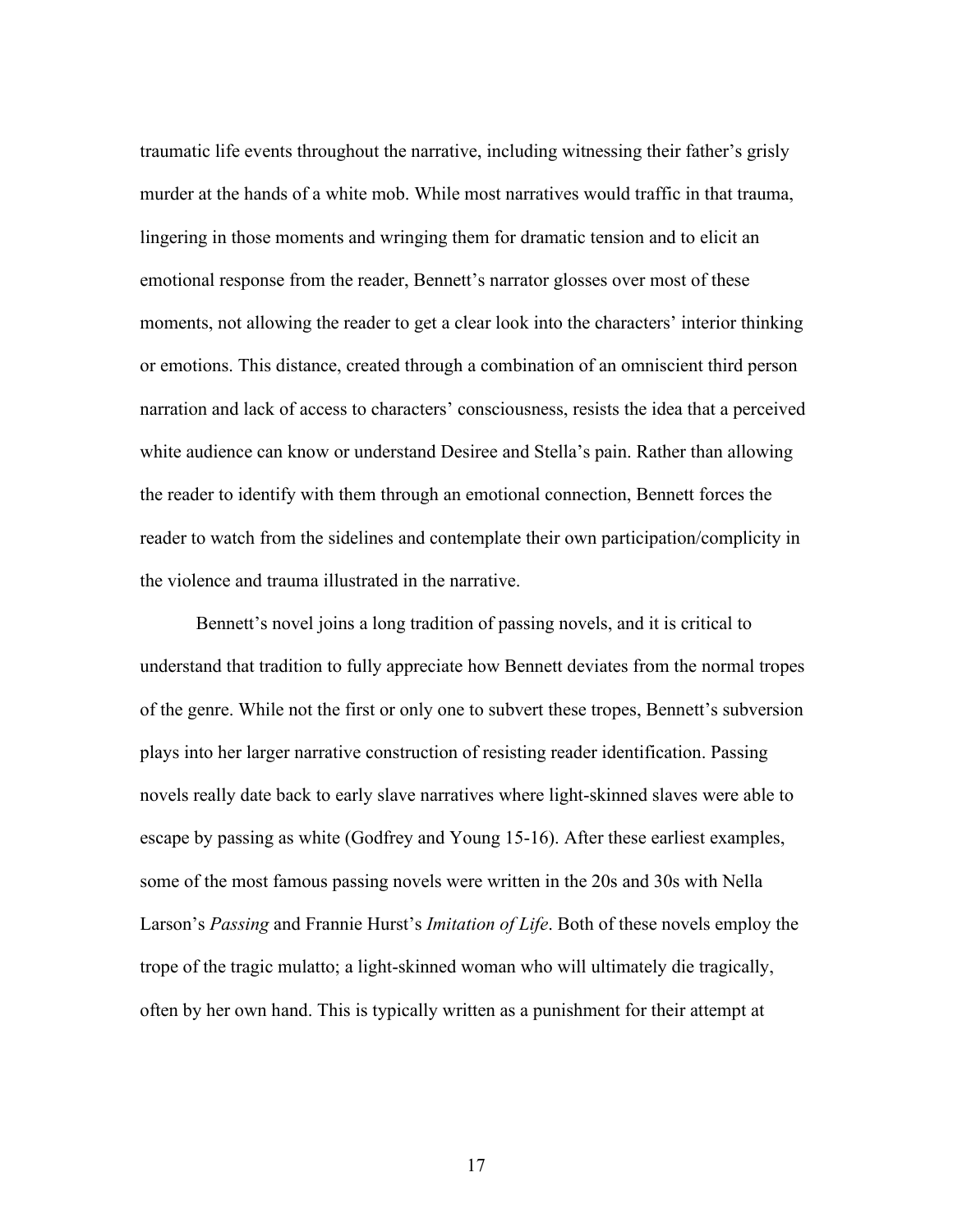traumatic life events throughout the narrative, including witnessing their father's grisly murder at the hands of a white mob. While most narratives would traffic in that trauma, lingering in those moments and wringing them for dramatic tension and to elicit an emotional response from the reader, Bennett's narrator glosses over most of these moments, not allowing the reader to get a clear look into the characters' interior thinking or emotions. This distance, created through a combination of an omniscient third person narration and lack of access to characters' consciousness, resists the idea that a perceived white audience can know or understand Desiree and Stella's pain. Rather than allowing the reader to identify with them through an emotional connection, Bennett forces the reader to watch from the sidelines and contemplate their own participation/complicity in the violence and trauma illustrated in the narrative.

Bennett's novel joins a long tradition of passing novels, and it is critical to understand that tradition to fully appreciate how Bennett deviates from the normal tropes of the genre. While not the first or only one to subvert these tropes, Bennett's subversion plays into her larger narrative construction of resisting reader identification. Passing novels really date back to early slave narratives where light-skinned slaves were able to escape by passing as white (Godfrey and Young 15-16). After these earliest examples, some of the most famous passing novels were written in the 20s and 30s with Nella Larson's *Passing* and Frannie Hurst's *Imitation of Life*. Both of these novels employ the trope of the tragic mulatto; a light-skinned woman who will ultimately die tragically, often by her own hand. This is typically written as a punishment for their attempt at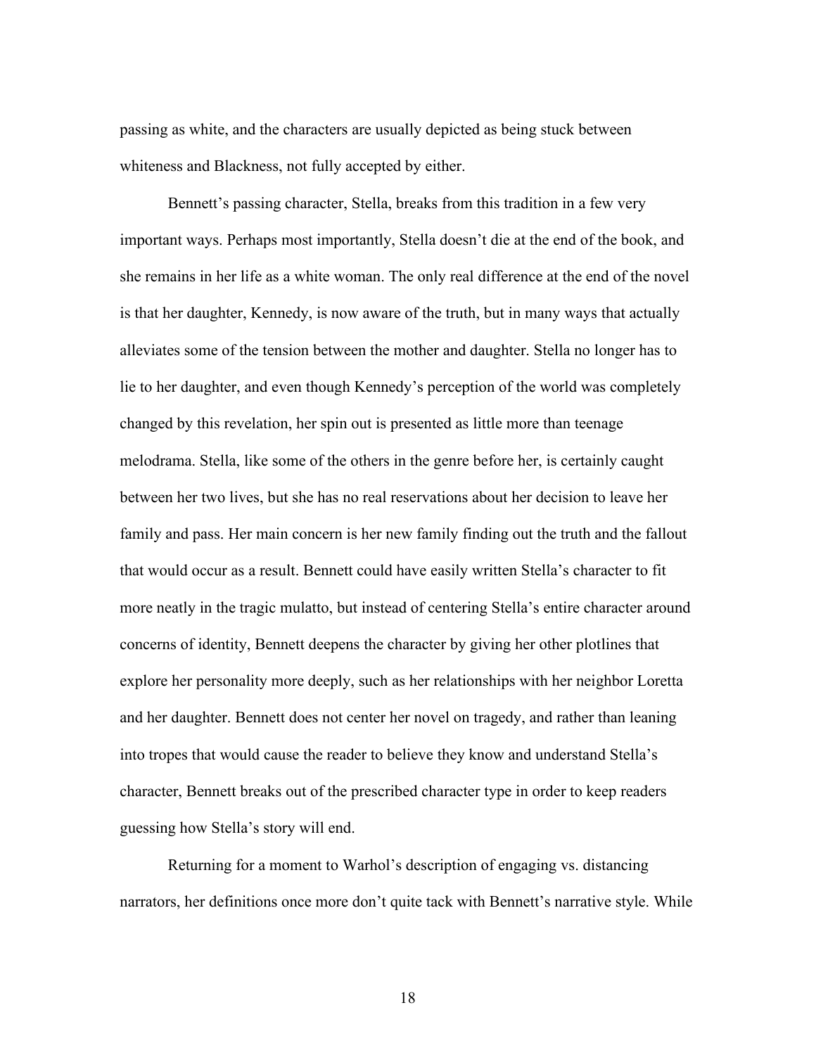passing as white, and the characters are usually depicted as being stuck between whiteness and Blackness, not fully accepted by either.

Bennett's passing character, Stella, breaks from this tradition in a few very important ways. Perhaps most importantly, Stella doesn't die at the end of the book, and she remains in her life as a white woman. The only real difference at the end of the novel is that her daughter, Kennedy, is now aware of the truth, but in many ways that actually alleviates some of the tension between the mother and daughter. Stella no longer has to lie to her daughter, and even though Kennedy's perception of the world was completely changed by this revelation, her spin out is presented as little more than teenage melodrama. Stella, like some of the others in the genre before her, is certainly caught between her two lives, but she has no real reservations about her decision to leave her family and pass. Her main concern is her new family finding out the truth and the fallout that would occur as a result. Bennett could have easily written Stella's character to fit more neatly in the tragic mulatto, but instead of centering Stella's entire character around concerns of identity, Bennett deepens the character by giving her other plotlines that explore her personality more deeply, such as her relationships with her neighbor Loretta and her daughter. Bennett does not center her novel on tragedy, and rather than leaning into tropes that would cause the reader to believe they know and understand Stella's character, Bennett breaks out of the prescribed character type in order to keep readers guessing how Stella's story will end.

Returning for a moment to Warhol's description of engaging vs. distancing narrators, her definitions once more don't quite tack with Bennett's narrative style. While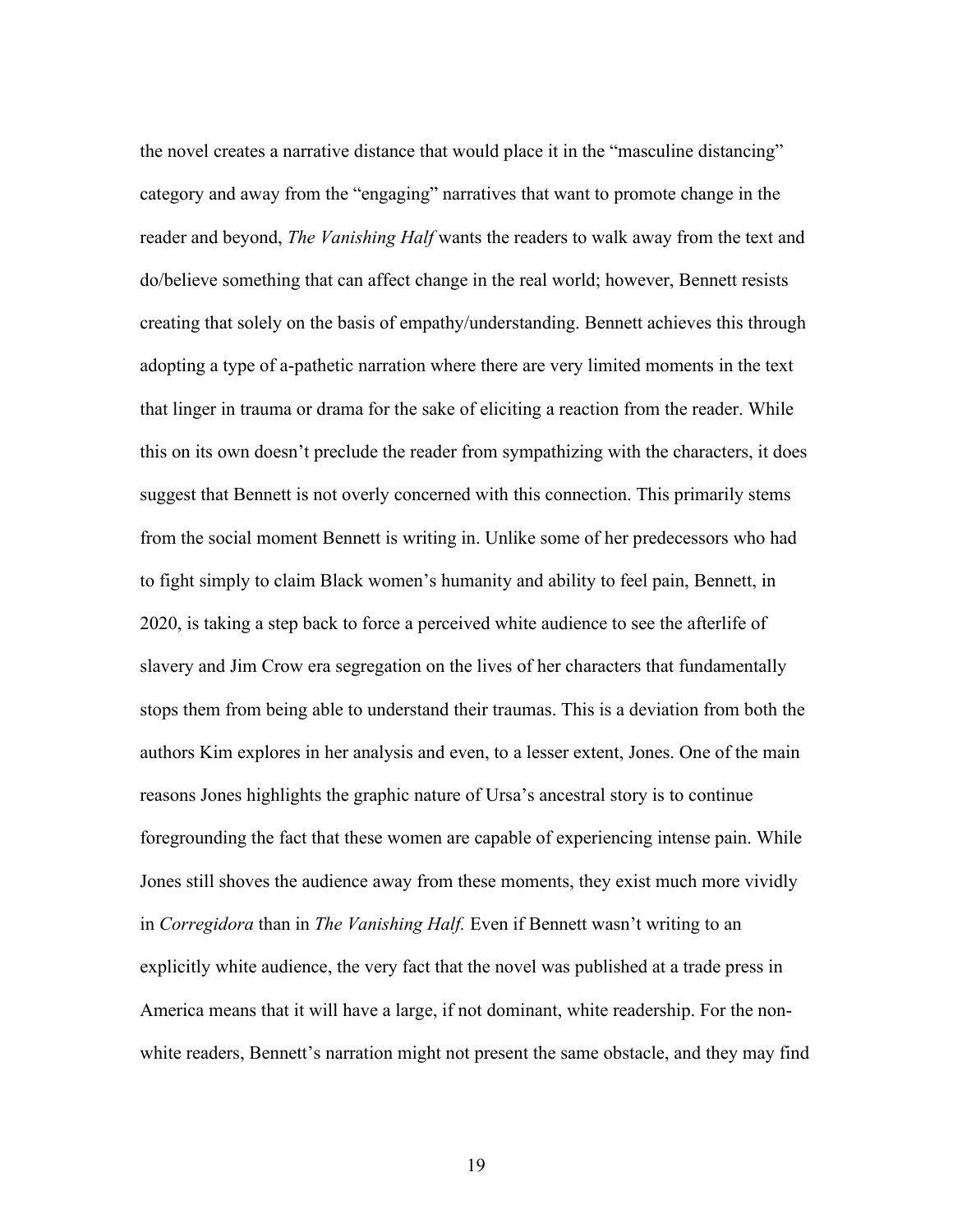the novel creates a narrative distance that would place it in the "masculine distancing" category and away from the "engaging" narratives that want to promote change in the reader and beyond, *The Vanishing Half* wants the readers to walk away from the text and do/believe something that can affect change in the real world; however, Bennett resists creating that solely on the basis of empathy/understanding. Bennett achieves this through adopting a type of a-pathetic narration where there are very limited moments in the text that linger in trauma or drama for the sake of eliciting a reaction from the reader. While this on its own doesn't preclude the reader from sympathizing with the characters, it does suggest that Bennett is not overly concerned with this connection. This primarily stems from the social moment Bennett is writing in. Unlike some of her predecessors who had to fight simply to claim Black women's humanity and ability to feel pain, Bennett, in 2020, is taking a step back to force a perceived white audience to see the afterlife of slavery and Jim Crow era segregation on the lives of her characters that fundamentally stops them from being able to understand their traumas. This is a deviation from both the authors Kim explores in her analysis and even, to a lesser extent, Jones. One of the main reasons Jones highlights the graphic nature of Ursa's ancestral story is to continue foregrounding the fact that these women are capable of experiencing intense pain. While Jones still shoves the audience away from these moments, they exist much more vividly in *Corregidora* than in *The Vanishing Half.* Even if Bennett wasn't writing to an explicitly white audience, the very fact that the novel was published at a trade press in America means that it will have a large, if not dominant, white readership. For the non-white readers, Bennett's narration might not present the same obstacle, and they may find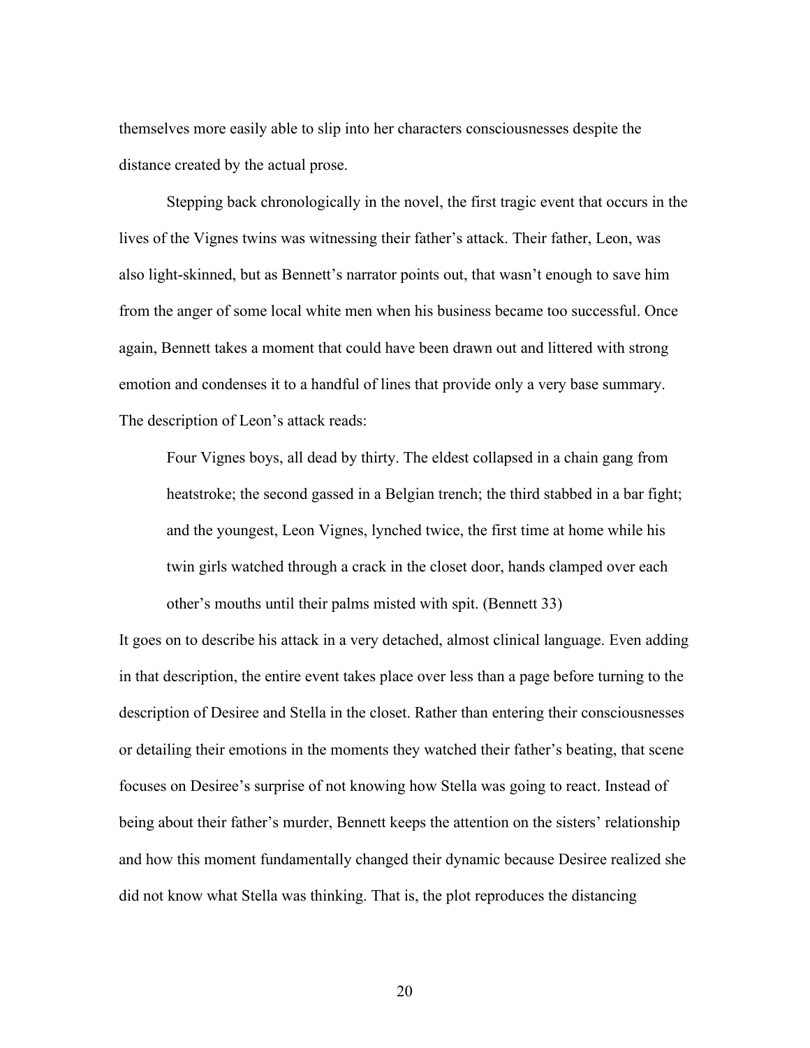themselves more easily able to slip into her characters consciousnesses despite the distance created by the actual prose.

Stepping back chronologically in the novel, the first tragic event that occurs in the lives of the Vignes twins was witnessing their father's attack. Their father, Leon, was also light-skinned, but as Bennett's narrator points out, that wasn't enough to save him from the anger of some local white men when his business became too successful. Once again, Bennett takes a moment that could have been drawn out and littered with strong emotion and condenses it to a handful of lines that provide only a very base summary. The description of Leon's attack reads:

> Four Vignes boys, all dead by thirty. The eldest collapsed in a chain gang from heatstroke; the second gassed in a Belgian trench; the third stabbed in a bar fight; and the youngest, Leon Vignes, lynched twice, the first time at home while his twin girls watched through a crack in the closet door, hands clamped over each other's mouths until their palms misted with spit. (Bennett 33)

It goes on to describe his attack in a very detached, almost clinical language. Even adding in that description, the entire event takes place over less than a page before turning to the description of Desiree and Stella in the closet. Rather than entering their consciousnesses or detailing their emotions in the moments they watched their father's beating, that scene focuses on Desiree's surprise of not knowing how Stella was going to react. Instead of being about their father's murder, Bennett keeps the attention on the sisters' relationship and how this moment fundamentally changed their dynamic because Desiree realized she did not know what Stella was thinking. That is, the plot reproduces the distancing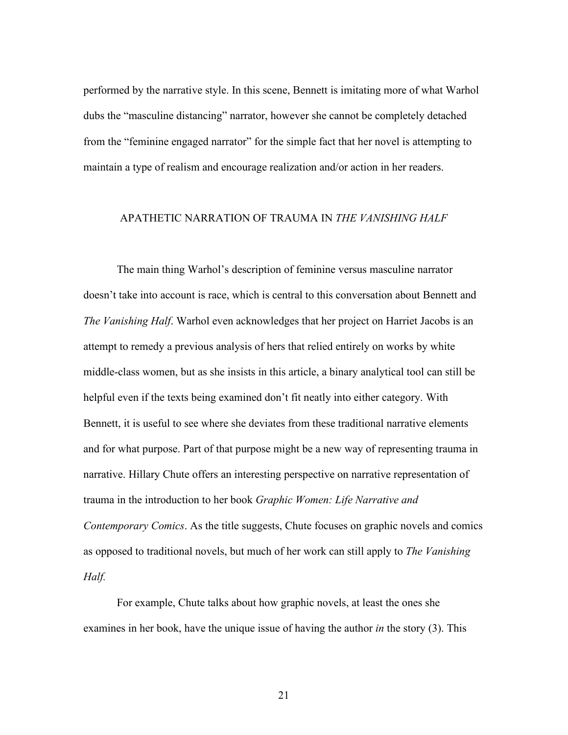performed by the narrative style. In this scene, Bennett is imitating more of what Warhol dubs the "masculine distancing" narrator, however she cannot be completely detached from the "feminine engaged narrator" for the simple fact that her novel is attempting to maintain a type of realism and encourage realization and/or action in her readers.

## APATHETIC NARRATION OF TRAUMA IN *THE VANISHING HALF*

The main thing Warhol's description of feminine versus masculine narrator doesn't take into account is race, which is central to this conversation about Bennett and *The Vanishing Half*. Warhol even acknowledges that her project on Harriet Jacobs is an attempt to remedy a previous analysis of hers that relied entirely on works by white middle-class women, but as she insists in this article, a binary analytical tool can still be helpful even if the texts being examined don't fit neatly into either category. With Bennett, it is useful to see where she deviates from these traditional narrative elements and for what purpose. Part of that purpose might be a new way of representing trauma in narrative. Hillary Chute offers an interesting perspective on narrative representation of trauma in the introduction to her book *Graphic Women: Life Narrative and Contemporary Comics*. As the title suggests, Chute focuses on graphic novels and comics as opposed to traditional novels, but much of her work can still apply to *The Vanishing Half.*

For example, Chute talks about how graphic novels, at least the ones she examines in her book, have the unique issue of having the author *in* the story (3). This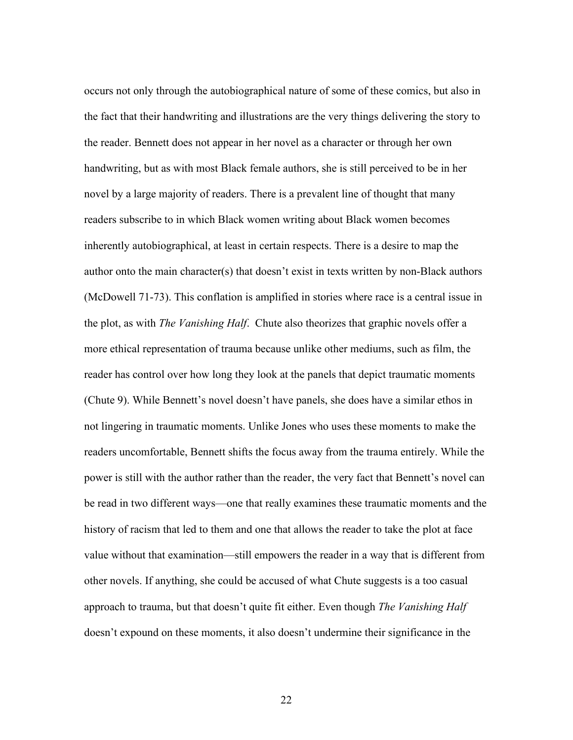occurs not only through the autobiographical nature of some of these comics, but also in the fact that their handwriting and illustrations are the very things delivering the story to the reader. Bennett does not appear in her novel as a character or through her own handwriting, but as with most Black female authors, she is still perceived to be in her novel by a large majority of readers. There is a prevalent line of thought that many readers subscribe to in which Black women writing about Black women becomes inherently autobiographical, at least in certain respects. There is a desire to map the author onto the main character(s) that doesn't exist in texts written by non-Black authors (McDowell 71-73). This conflation is amplified in stories where race is a central issue in the plot, as with *The Vanishing Half*. Chute also theorizes that graphic novels offer a more ethical representation of trauma because unlike other mediums, such as film, the reader has control over how long they look at the panels that depict traumatic moments (Chute 9). While Bennett's novel doesn't have panels, she does have a similar ethos in not lingering in traumatic moments. Unlike Jones who uses these moments to make the readers uncomfortable, Bennett shifts the focus away from the trauma entirely. While the power is still with the author rather than the reader, the very fact that Bennett's novel can be read in two different ways—one that really examines these traumatic moments and the history of racism that led to them and one that allows the reader to take the plot at face value without that examination—still empowers the reader in a way that is different from other novels. If anything, she could be accused of what Chute suggests is a too casual approach to trauma, but that doesn't quite fit either. Even though *The Vanishing Half* doesn't expound on these moments, it also doesn't undermine their significance in the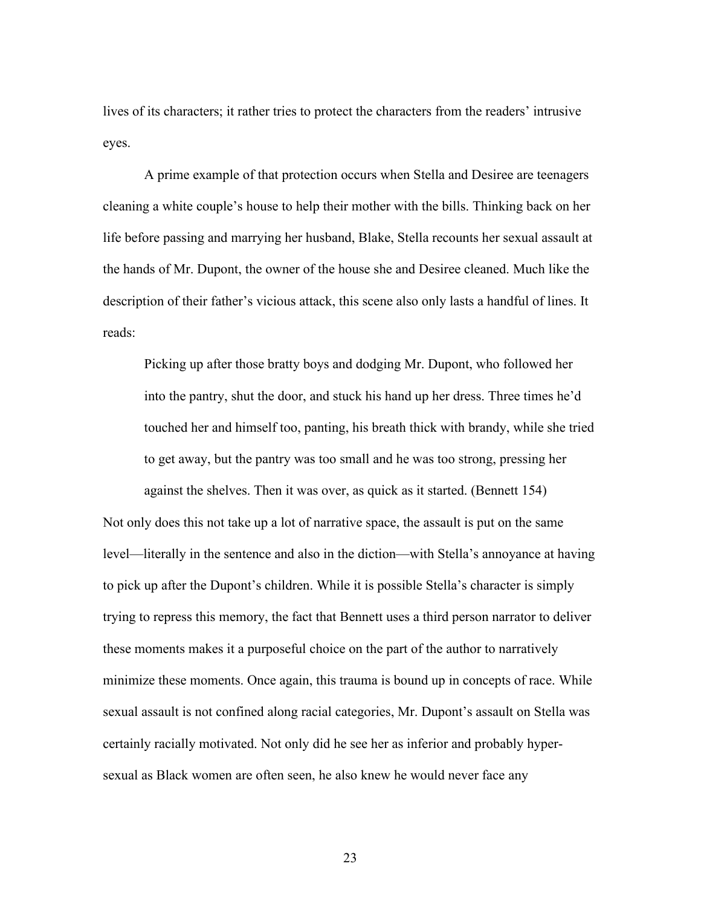lives of its characters; it rather tries to protect the characters from the readers' intrusive eyes.

A prime example of that protection occurs when Stella and Desiree are teenagers cleaning a white couple's house to help their mother with the bills. Thinking back on her life before passing and marrying her husband, Blake, Stella recounts her sexual assault at the hands of Mr. Dupont, the owner of the house she and Desiree cleaned. Much like the description of their father's vicious attack, this scene also only lasts a handful of lines. It reads:

> Picking up after those bratty boys and dodging Mr. Dupont, who followed her into the pantry, shut the door, and stuck his hand up her dress. Three times he'd touched her and himself too, panting, his breath thick with brandy, while she tried to get away, but the pantry was too small and he was too strong, pressing her against the shelves. Then it was over, as quick as it started. (Bennett 154)

Not only does this not take up a lot of narrative space, the assault is put on the same level—literally in the sentence and also in the diction—with Stella's annoyance at having to pick up after the Dupont's children. While it is possible Stella's character is simply trying to repress this memory, the fact that Bennett uses a third person narrator to deliver these moments makes it a purposeful choice on the part of the author to narratively minimize these moments. Once again, this trauma is bound up in concepts of race. While sexual assault is not confined along racial categories, Mr. Dupont's assault on Stella was certainly racially motivated. Not only did he see her as inferior and probably hyper-sexual as Black women are often seen, he also knew he would never face any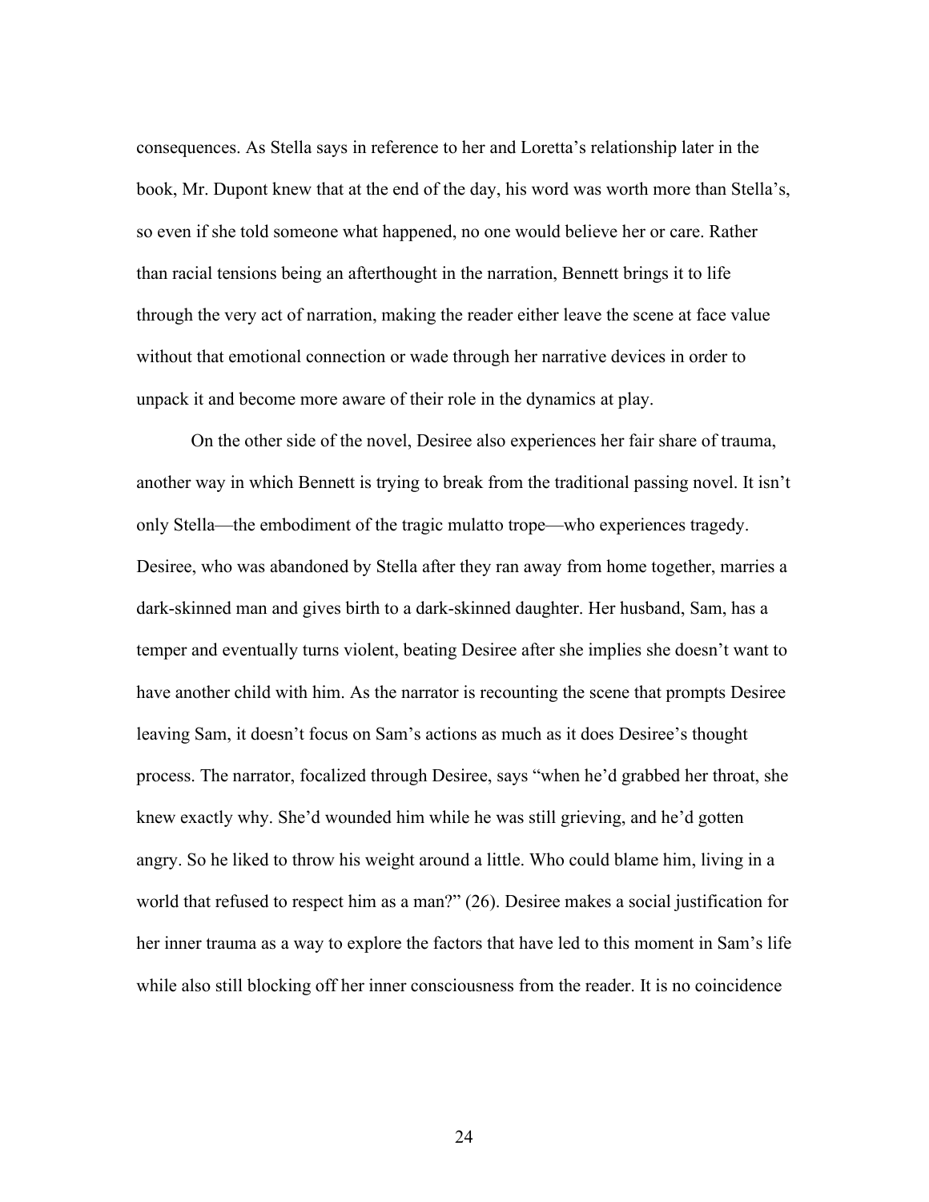consequences. As Stella says in reference to her and Loretta's relationship later in the book, Mr. Dupont knew that at the end of the day, his word was worth more than Stella's, so even if she told someone what happened, no one would believe her or care. Rather than racial tensions being an afterthought in the narration, Bennett brings it to life through the very act of narration, making the reader either leave the scene at face value without that emotional connection or wade through her narrative devices in order to unpack it and become more aware of their role in the dynamics at play.

On the other side of the novel, Desiree also experiences her fair share of trauma, another way in which Bennett is trying to break from the traditional passing novel. It isn't only Stella—the embodiment of the tragic mulatto trope—who experiences tragedy. Desiree, who was abandoned by Stella after they ran away from home together, marries a dark-skinned man and gives birth to a dark-skinned daughter. Her husband, Sam, has a temper and eventually turns violent, beating Desiree after she implies she doesn't want to have another child with him. As the narrator is recounting the scene that prompts Desiree leaving Sam, it doesn't focus on Sam's actions as much as it does Desiree's thought process. The narrator, focalized through Desiree, says "when he'd grabbed her throat, she knew exactly why. She'd wounded him while he was still grieving, and he'd gotten angry. So he liked to throw his weight around a little. Who could blame him, living in a world that refused to respect him as a man?" (26). Desiree makes a social justification for her inner trauma as a way to explore the factors that have led to this moment in Sam's life while also still blocking off her inner consciousness from the reader. It is no coincidence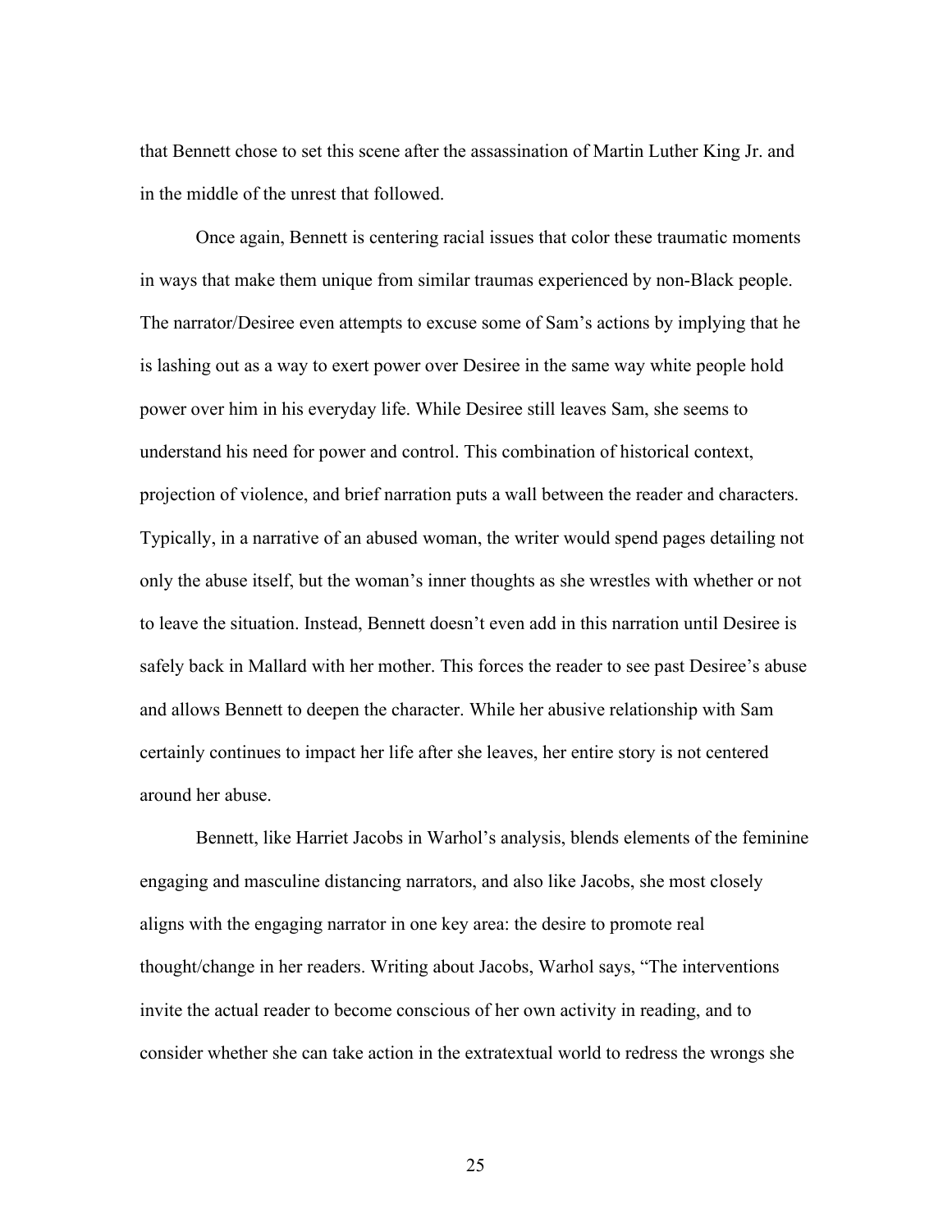that Bennett chose to set this scene after the assassination of Martin Luther King Jr. and in the middle of the unrest that followed.

Once again, Bennett is centering racial issues that color these traumatic moments in ways that make them unique from similar traumas experienced by non-Black people. The narrator/Desiree even attempts to excuse some of Sam's actions by implying that he is lashing out as a way to exert power over Desiree in the same way white people hold power over him in his everyday life. While Desiree still leaves Sam, she seems to understand his need for power and control. This combination of historical context, projection of violence, and brief narration puts a wall between the reader and characters. Typically, in a narrative of an abused woman, the writer would spend pages detailing not only the abuse itself, but the woman's inner thoughts as she wrestles with whether or not to leave the situation. Instead, Bennett doesn't even add in this narration until Desiree is safely back in Mallard with her mother. This forces the reader to see past Desiree's abuse and allows Bennett to deepen the character. While her abusive relationship with Sam certainly continues to impact her life after she leaves, her entire story is not centered around her abuse.

Bennett, like Harriet Jacobs in Warhol's analysis, blends elements of the feminine engaging and masculine distancing narrators, and also like Jacobs, she most closely aligns with the engaging narrator in one key area: the desire to promote real thought/change in her readers. Writing about Jacobs, Warhol says, "The interventions invite the actual reader to become conscious of her own activity in reading, and to consider whether she can take action in the extratextual world to redress the wrongs she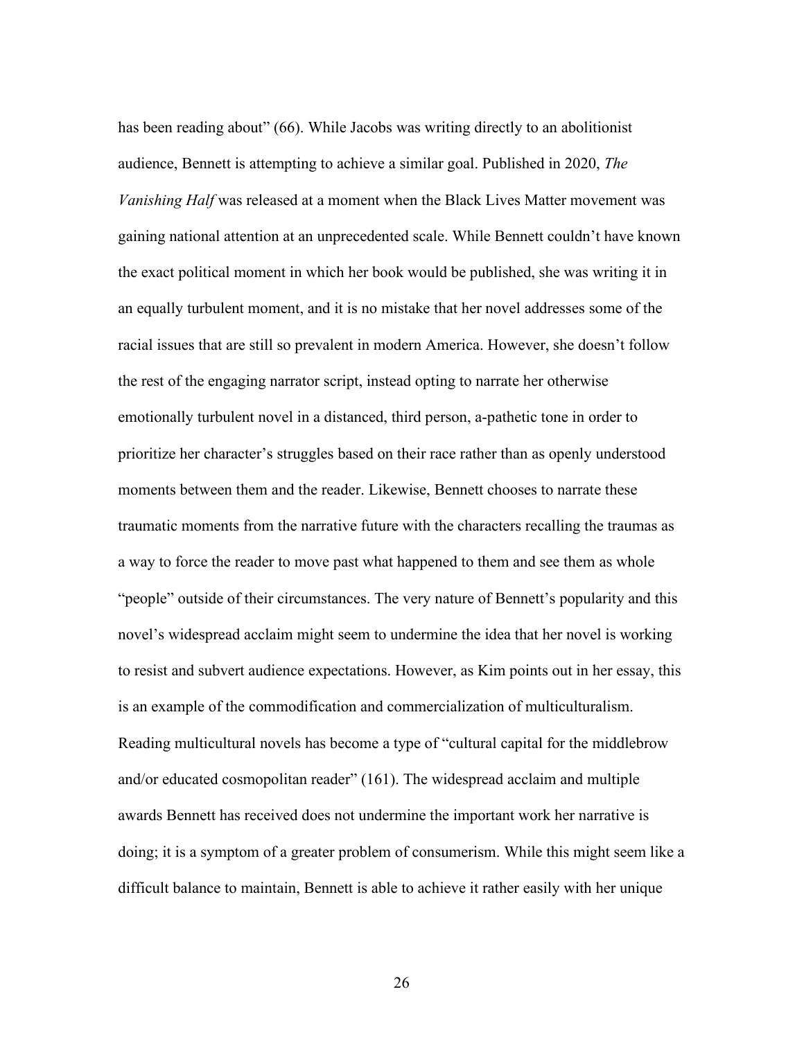has been reading about" (66). While Jacobs was writing directly to an abolitionist audience, Bennett is attempting to achieve a similar goal. Published in 2020, *The Vanishing Half* was released at a moment when the Black Lives Matter movement was gaining national attention at an unprecedented scale. While Bennett couldn't have known the exact political moment in which her book would be published, she was writing it in an equally turbulent moment, and it is no mistake that her novel addresses some of the racial issues that are still so prevalent in modern America. However, she doesn't follow the rest of the engaging narrator script, instead opting to narrate her otherwise emotionally turbulent novel in a distanced, third person, a-pathetic tone in order to prioritize her character's struggles based on their race rather than as openly understood moments between them and the reader. Likewise, Bennett chooses to narrate these traumatic moments from the narrative future with the characters recalling the traumas as a way to force the reader to move past what happened to them and see them as whole "people" outside of their circumstances. The very nature of Bennett's popularity and this novel's widespread acclaim might seem to undermine the idea that her novel is working to resist and subvert audience expectations. However, as Kim points out in her essay, this is an example of the commodification and commercialization of multiculturalism. Reading multicultural novels has become a type of "cultural capital for the middlebrow and/or educated cosmopolitan reader" (161). The widespread acclaim and multiple awards Bennett has received does not undermine the important work her narrative is doing; it is a symptom of a greater problem of consumerism. While this might seem like a difficult balance to maintain, Bennett is able to achieve it rather easily with her unique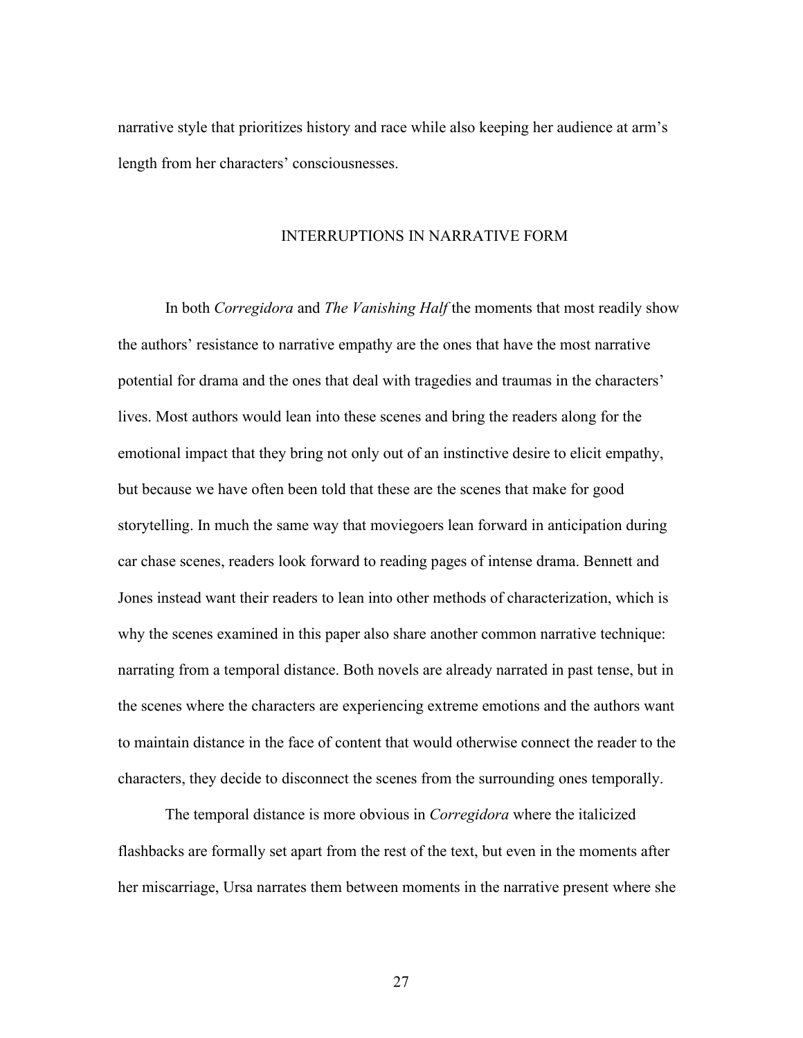narrative style that prioritizes history and race while also keeping her audience at arm's length from her characters' consciousnesses.

## INTERRUPTIONS IN NARRATIVE FORM

In both *Corregidora* and *The Vanishing Half* the moments that most readily show the authors' resistance to narrative empathy are the ones that have the most narrative potential for drama and the ones that deal with tragedies and traumas in the characters' lives. Most authors would lean into these scenes and bring the readers along for the emotional impact that they bring not only out of an instinctive desire to elicit empathy, but because we have often been told that these are the scenes that make for good storytelling. In much the same way that moviegoers lean forward in anticipation during car chase scenes, readers look forward to reading pages of intense drama. Bennett and Jones instead want their readers to lean into other methods of characterization, which is why the scenes examined in this paper also share another common narrative technique: narrating from a temporal distance. Both novels are already narrated in past tense, but in the scenes where the characters are experiencing extreme emotions and the authors want to maintain distance in the face of content that would otherwise connect the reader to the characters, they decide to disconnect the scenes from the surrounding ones temporally.

The temporal distance is more obvious in *Corregidora* where the italicized flashbacks are formally set apart from the rest of the text, but even in the moments after her miscarriage, Ursa narrates them between moments in the narrative present where she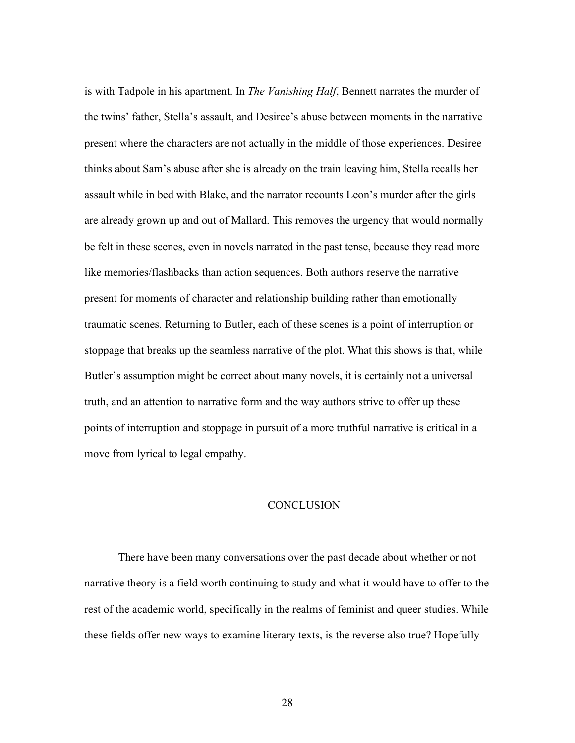is with Tadpole in his apartment. In *The Vanishing Half*, Bennett narrates the murder of the twins' father, Stella's assault, and Desiree's abuse between moments in the narrative present where the characters are not actually in the middle of those experiences. Desiree thinks about Sam's abuse after she is already on the train leaving him, Stella recalls her assault while in bed with Blake, and the narrator recounts Leon's murder after the girls are already grown up and out of Mallard. This removes the urgency that would normally be felt in these scenes, even in novels narrated in the past tense, because they read more like memories/flashbacks than action sequences. Both authors reserve the narrative present for moments of character and relationship building rather than emotionally traumatic scenes. Returning to Butler, each of these scenes is a point of interruption or stoppage that breaks up the seamless narrative of the plot. What this shows is that, while Butler's assumption might be correct about many novels, it is certainly not a universal truth, and an attention to narrative form and the way authors strive to offer up these points of interruption and stoppage in pursuit of a more truthful narrative is critical in a move from lyrical to legal empathy.

## CONCLUSION

There have been many conversations over the past decade about whether or not narrative theory is a field worth continuing to study and what it would have to offer to the rest of the academic world, specifically in the realms of feminist and queer studies. While these fields offer new ways to examine literary texts, is the reverse also true? Hopefully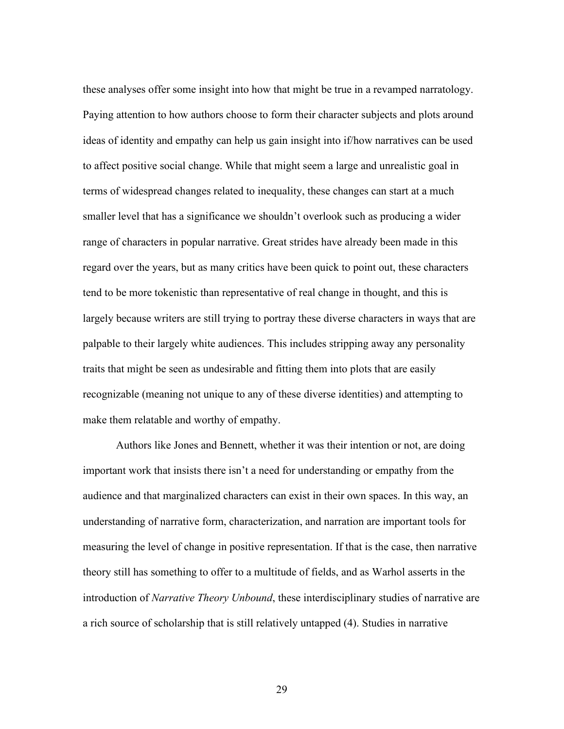these analyses offer some insight into how that might be true in a revamped narratology. Paying attention to how authors choose to form their character subjects and plots around ideas of identity and empathy can help us gain insight into if/how narratives can be used to affect positive social change. While that might seem a large and unrealistic goal in terms of widespread changes related to inequality, these changes can start at a much smaller level that has a significance we shouldn't overlook such as producing a wider range of characters in popular narrative. Great strides have already been made in this regard over the years, but as many critics have been quick to point out, these characters tend to be more tokenistic than representative of real change in thought, and this is largely because writers are still trying to portray these diverse characters in ways that are palpable to their largely white audiences. This includes stripping away any personality traits that might be seen as undesirable and fitting them into plots that are easily recognizable (meaning not unique to any of these diverse identities) and attempting to make them relatable and worthy of empathy.

Authors like Jones and Bennett, whether it was their intention or not, are doing important work that insists there isn't a need for understanding or empathy from the audience and that marginalized characters can exist in their own spaces. In this way, an understanding of narrative form, characterization, and narration are important tools for measuring the level of change in positive representation. If that is the case, then narrative theory still has something to offer to a multitude of fields, and as Warhol asserts in the introduction of *Narrative Theory Unbound*, these interdisciplinary studies of narrative are a rich source of scholarship that is still relatively untapped (4). Studies in narrative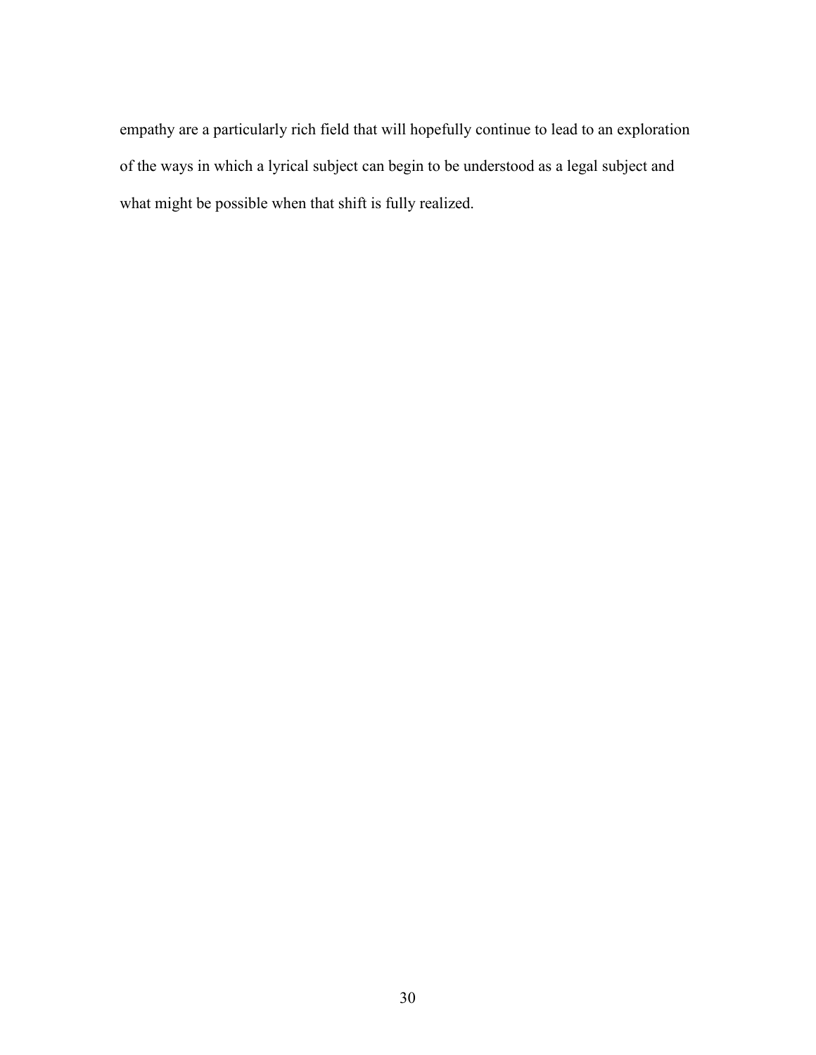empathy are a particularly rich field that will hopefully continue to lead to an exploration of the ways in which a lyrical subject can begin to be understood as a legal subject and what might be possible when that shift is fully realized.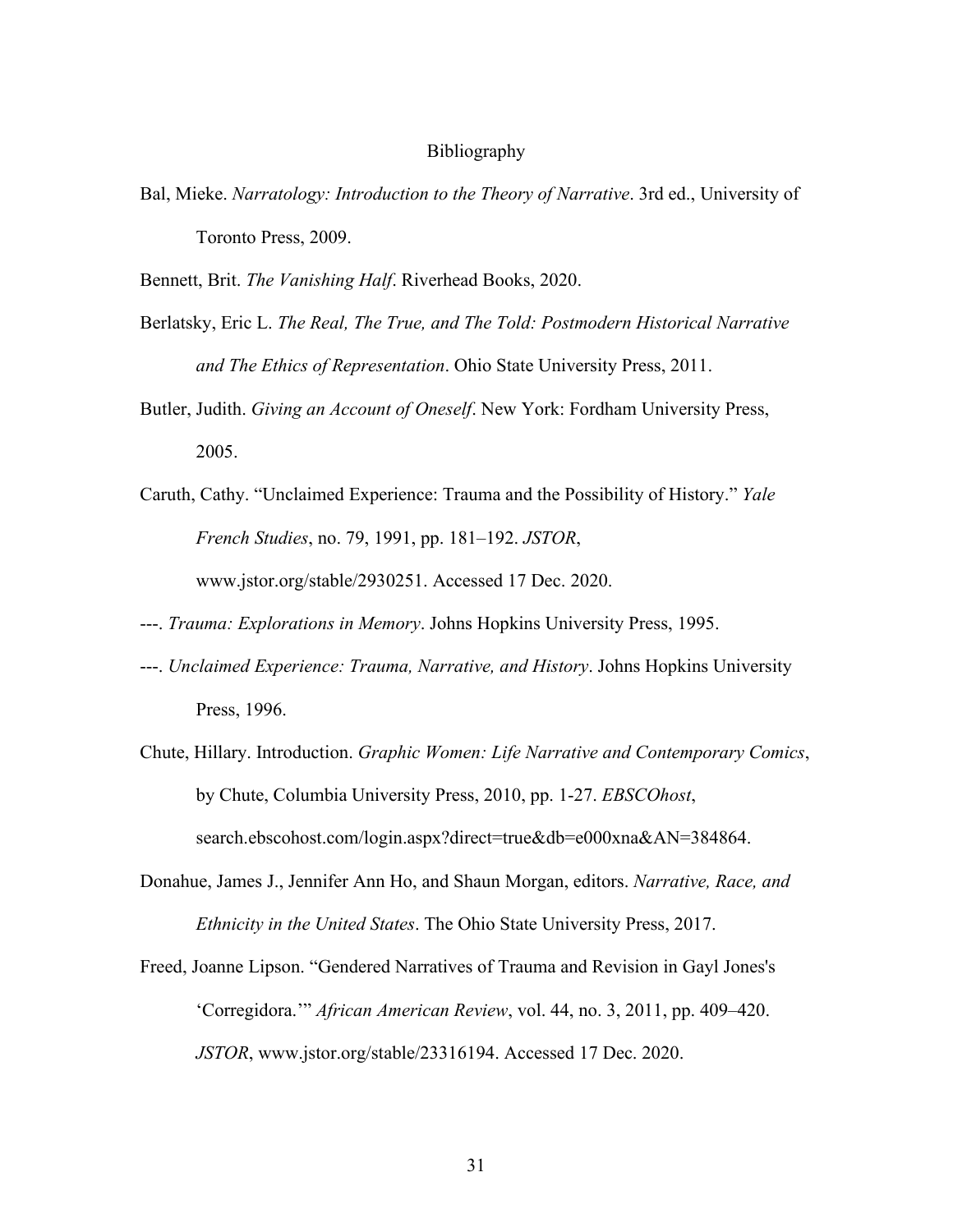# Bibliography

Bal, Mieke. *Narratology: Introduction to the Theory of Narrative*. 3rd ed., University of Toronto Press, 2009.

Bennett, Brit. *The Vanishing Half*. Riverhead Books, 2020.

Berlatsky, Eric L. *The Real, The True, and The Told: Postmodern Historical Narrative and The Ethics of Representation*. Ohio State University Press, 2011.

Butler, Judith. *Giving an Account of Oneself*. New York: Fordham University Press, 2005.

Caruth, Cathy. "Unclaimed Experience: Trauma and the Possibility of History." *Yale French Studies*, no. 79, 1991, pp. 181–192. *JSTOR*, www.jstor.org/stable/2930251. Accessed 17 Dec. 2020.

---. *Trauma: Explorations in Memory*. Johns Hopkins University Press, 1995.

---. *Unclaimed Experience: Trauma, Narrative, and History*. Johns Hopkins University Press, 1996.

Chute, Hillary. Introduction. *Graphic Women: Life Narrative and Contemporary Comics*, by Chute, Columbia University Press, 2010, pp. 1-27. *EBSCOhost*, search.ebscohost.com/login.aspx?direct=true&db=e000xna&AN=384864.

Donahue, James J., Jennifer Ann Ho, and Shaun Morgan, editors. *Narrative, Race, and Ethnicity in the United States*. The Ohio State University Press, 2017.

Freed, Joanne Lipson. "Gendered Narratives of Trauma and Revision in Gayl Jones's 'Corregidora.'" *African American Review*, vol. 44, no. 3, 2011, pp. 409–420. *JSTOR*, www.jstor.org/stable/23316194. Accessed 17 Dec. 2020.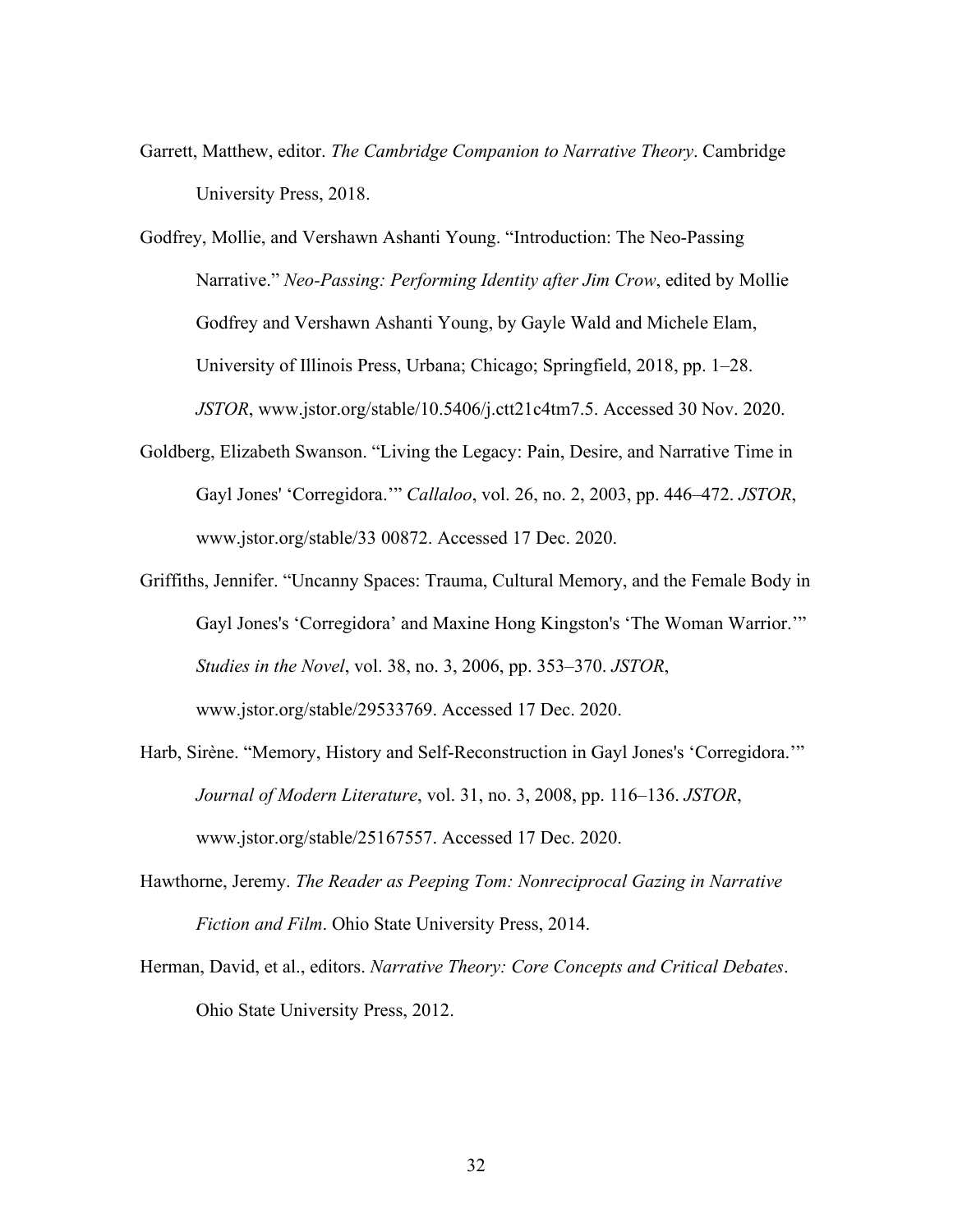Garrett, Matthew, editor. *The Cambridge Companion to Narrative Theory*. Cambridge University Press, 2018.

Godfrey, Mollie, and Vershawn Ashanti Young. "Introduction: The Neo-Passing Narrative." *Neo-Passing: Performing Identity after Jim Crow*, edited by Mollie Godfrey and Vershawn Ashanti Young, by Gayle Wald and Michele Elam, University of Illinois Press, Urbana; Chicago; Springfield, 2018, pp. 1–28. *JSTOR*, www.jstor.org/stable/10.5406/j.ctt21c4tm7.5. Accessed 30 Nov. 2020.

Goldberg, Elizabeth Swanson. "Living the Legacy: Pain, Desire, and Narrative Time in Gayl Jones' 'Corregidora.'" *Callaloo*, vol. 26, no. 2, 2003, pp. 446–472. *JSTOR*, www.jstor.org/stable/33 00872. Accessed 17 Dec. 2020.

Griffiths, Jennifer. "Uncanny Spaces: Trauma, Cultural Memory, and the Female Body in Gayl Jones's 'Corregidora' and Maxine Hong Kingston's 'The Woman Warrior.'" *Studies in the Novel*, vol. 38, no. 3, 2006, pp. 353–370. *JSTOR*, www.jstor.org/stable/29533769. Accessed 17 Dec. 2020.

Harb, Sirène. "Memory, History and Self-Reconstruction in Gayl Jones's 'Corregidora.'" *Journal of Modern Literature*, vol. 31, no. 3, 2008, pp. 116–136. *JSTOR*, www.jstor.org/stable/25167557. Accessed 17 Dec. 2020.

Hawthorne, Jeremy. *The Reader as Peeping Tom: Nonreciprocal Gazing in Narrative Fiction and Film*. Ohio State University Press, 2014.

Herman, David, et al., editors. *Narrative Theory: Core Concepts and Critical Debates*. Ohio State University Press, 2012.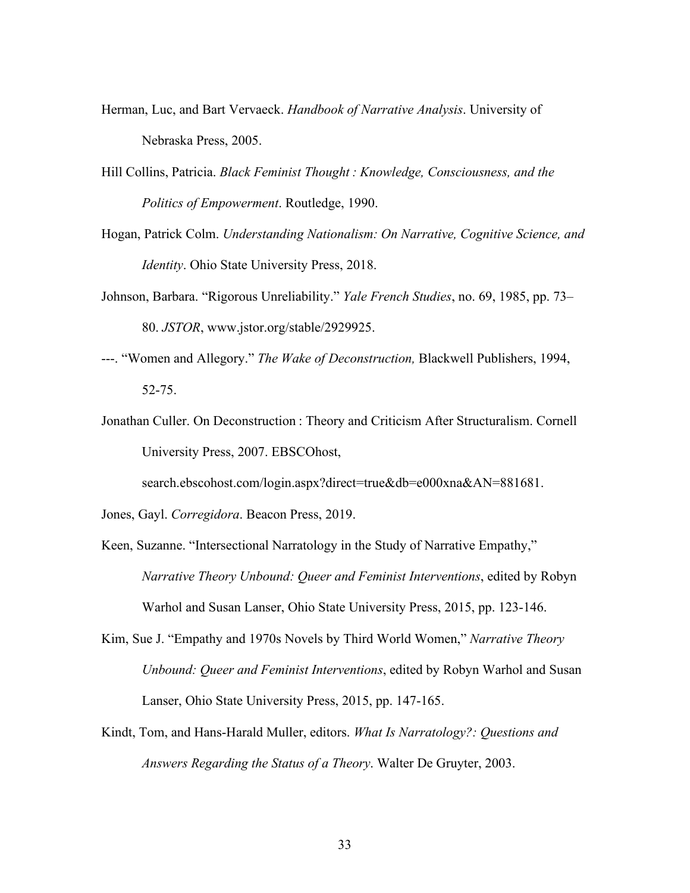Herman, Luc, and Bart Vervaeck. *Handbook of Narrative Analysis*. University of Nebraska Press, 2005.

Hill Collins, Patricia. *Black Feminist Thought : Knowledge, Consciousness, and the Politics of Empowerment*. Routledge, 1990.

Hogan, Patrick Colm. *Understanding Nationalism: On Narrative, Cognitive Science, and Identity*. Ohio State University Press, 2018.

Johnson, Barbara. "Rigorous Unreliability." *Yale French Studies*, no. 69, 1985, pp. 73–80. *JSTOR*, www.jstor.org/stable/2929925.

---. "Women and Allegory." *The Wake of Deconstruction,* Blackwell Publishers, 1994, 52-75.

Jonathan Culler. On Deconstruction : Theory and Criticism After Structuralism. Cornell University Press, 2007. EBSCOhost, search.ebscohost.com/login.aspx?direct=true&db=e000xna&AN=881681.

Jones, Gayl. *Corregidora*. Beacon Press, 2019.

Keen, Suzanne. "Intersectional Narratology in the Study of Narrative Empathy," *Narrative Theory Unbound: Queer and Feminist Interventions*, edited by Robyn Warhol and Susan Lanser, Ohio State University Press, 2015, pp. 123-146.

Kim, Sue J. "Empathy and 1970s Novels by Third World Women," *Narrative Theory Unbound: Queer and Feminist Interventions*, edited by Robyn Warhol and Susan Lanser, Ohio State University Press, 2015, pp. 147-165.

Kindt, Tom, and Hans-Harald Muller, editors. *What Is Narratology?: Questions and Answers Regarding the Status of a Theory*. Walter De Gruyter, 2003.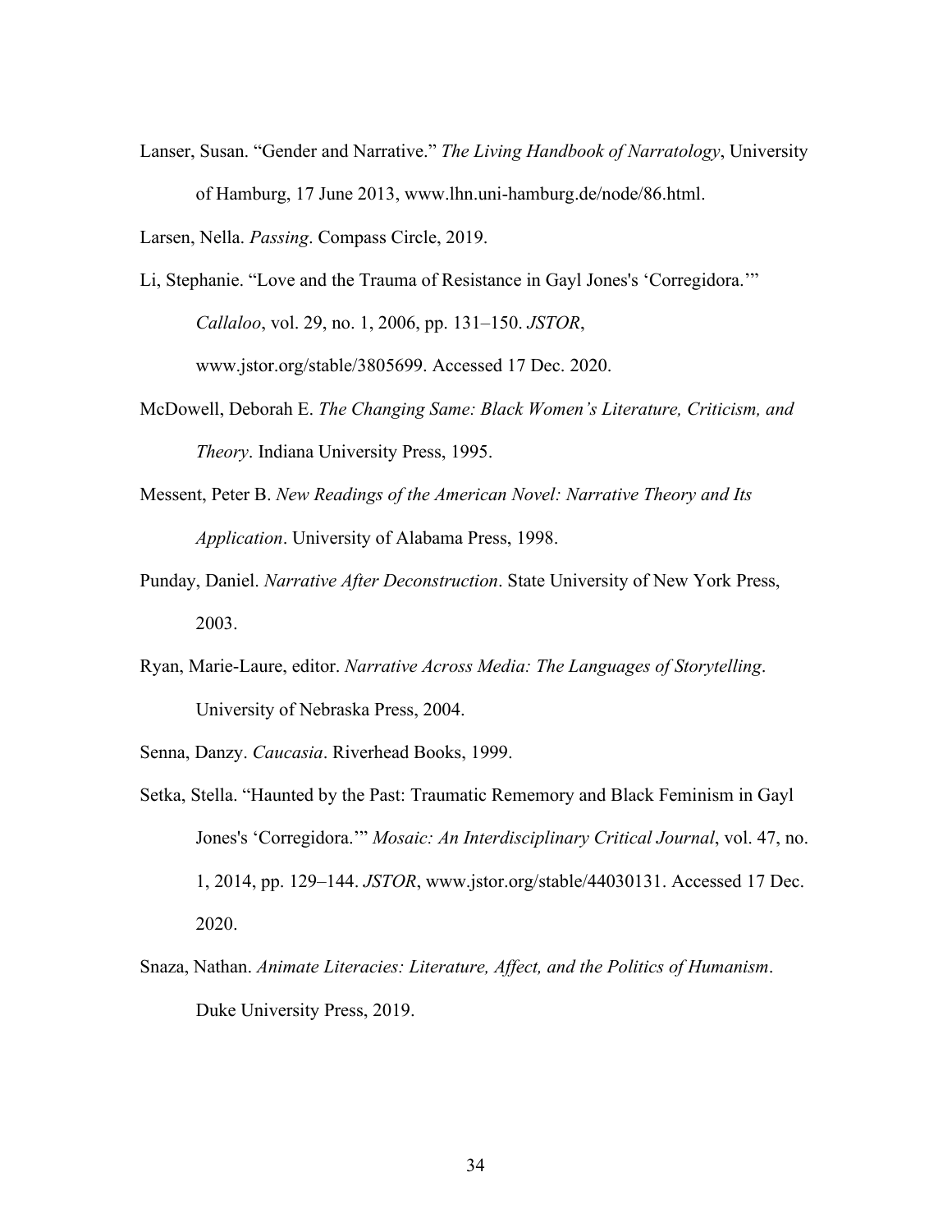Lanser, Susan. "Gender and Narrative." *The Living Handbook of Narratology*, University of Hamburg, 17 June 2013, www.lhn.uni-hamburg.de/node/86.html.

Larsen, Nella. *Passing*. Compass Circle, 2019.

Li, Stephanie. "Love and the Trauma of Resistance in Gayl Jones's 'Corregidora.'" *Callaloo*, vol. 29, no. 1, 2006, pp. 131–150. *JSTOR*, www.jstor.org/stable/3805699. Accessed 17 Dec. 2020.

McDowell, Deborah E. *The Changing Same: Black Women's Literature, Criticism, and Theory*. Indiana University Press, 1995.

Messent, Peter B. *New Readings of the American Novel: Narrative Theory and Its Application*. University of Alabama Press, 1998.

Punday, Daniel. *Narrative After Deconstruction*. State University of New York Press, 2003.

Ryan, Marie-Laure, editor. *Narrative Across Media: The Languages of Storytelling*. University of Nebraska Press, 2004.

Senna, Danzy. *Caucasia*. Riverhead Books, 1999.

Setka, Stella. "Haunted by the Past: Traumatic Rememory and Black Feminism in Gayl Jones's 'Corregidora.'" *Mosaic: An Interdisciplinary Critical Journal*, vol. 47, no. 1, 2014, pp. 129–144. *JSTOR*, www.jstor.org/stable/44030131. Accessed 17 Dec. 2020.

Snaza, Nathan. *Animate Literacies: Literature, Affect, and the Politics of Humanism*. Duke University Press, 2019.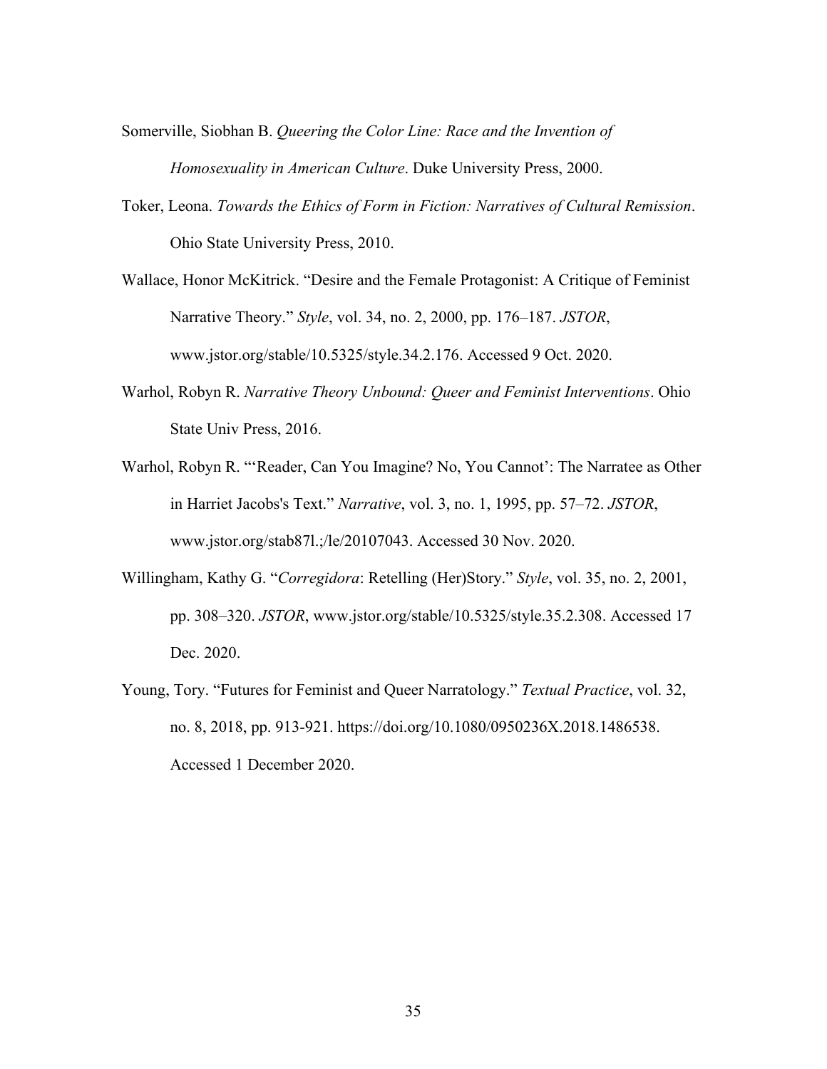Somerville, Siobhan B. *Queering the Color Line: Race and the Invention of Homosexuality in American Culture*. Duke University Press, 2000.

Toker, Leona. *Towards the Ethics of Form in Fiction: Narratives of Cultural Remission*. Ohio State University Press, 2010.

Wallace, Honor McKitrick. "Desire and the Female Protagonist: A Critique of Feminist Narrative Theory." *Style*, vol. 34, no. 2, 2000, pp. 176–187. *JSTOR*, www.jstor.org/stable/10.5325/style.34.2.176. Accessed 9 Oct. 2020.

Warhol, Robyn R. *Narrative Theory Unbound: Queer and Feminist Interventions*. Ohio State Univ Press, 2016.

Warhol, Robyn R. "'Reader, Can You Imagine? No, You Cannot': The Narratee as Other in Harriet Jacobs's Text." *Narrative*, vol. 3, no. 1, 1995, pp. 57–72. *JSTOR*, www.jstor.org/stab87l.;/le/20107043. Accessed 30 Nov. 2020.

Willingham, Kathy G. "*Corregidora*: Retelling (Her)Story." *Style*, vol. 35, no. 2, 2001, pp. 308–320. *JSTOR*, www.jstor.org/stable/10.5325/style.35.2.308. Accessed 17 Dec. 2020.

Young, Tory. "Futures for Feminist and Queer Narratology." *Textual Practice*, vol. 32, no. 8, 2018, pp. 913-921. https://doi.org/10.1080/0950236X.2018.1486538. Accessed 1 December 2020.